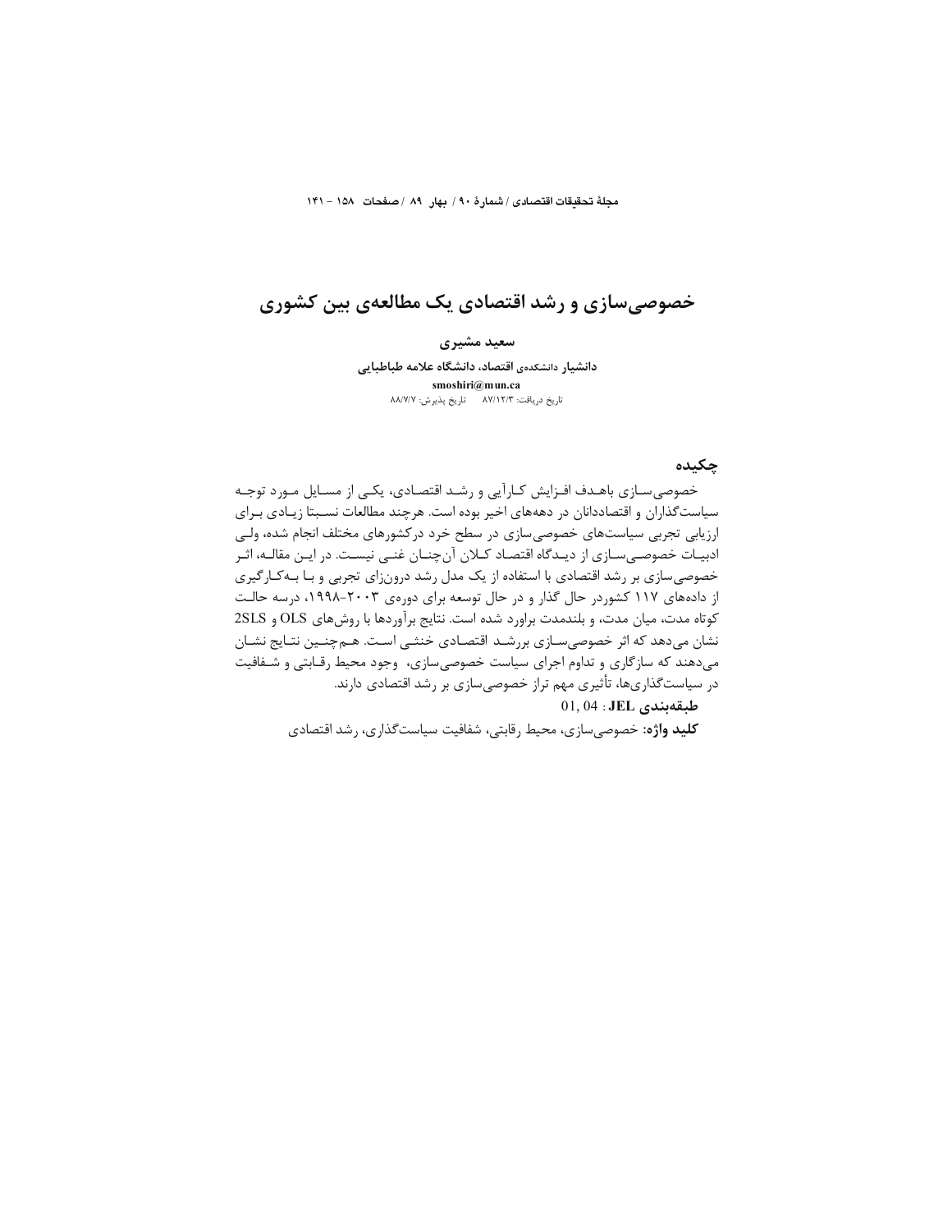# خصوصی‌سازی و رشد اقتصادی یک مطالعه‌ی بین کشوری

**سعید مشیری**

**دانشیار** دانشکده‌ی اقتصاد، **دانشگاه علامه طباطبایی**

**smoshiri@mun.ca**

تاریخ دریافت: ۸۷/۱۲/۳ &nbsp;&nbsp;&nbsp; تاریخ پذیرش: ۸۸/۷/۷

## چکیده

خصوصی‌سازی باهدف افزایش کارآیی و رشد اقتصادی، یکی از مسایل مورد توجه سیاست‌گذاران و اقتصاددانان در دهه‌های اخیر بوده است. هرچند مطالعات نسبتا زیادی برای ارزیابی تجربی سیاست‌های خصوصی‌سازی در سطح خرد درکشورهای مختلف انجام شده، ولی ادبیات خصوصی‌سازی از دیدگاه اقتصاد کلان آن‌چنان غنی نیست. در این مقاله، اثر خصوصی‌سازی بر رشد اقتصادی با استفاده از یک مدل رشد درون‌زای تجربی و با به‌کارگیری از داده‌های ۱۱۷ کشوردر حال گذار و در حال توسعه برای دوره‌ی ۲۰۰۳-۱۹۹۸، درسه حالت کوتاه مدت، میان مدت، و بلندمدت براورد شده است. نتایج برآوردها با روش‌های OLS و 2SLS نشان می‌دهد که اثر خصوصی‌سازی بررشد اقتصادی خنثی است. هم‌چنین نتایج نشان می‌دهند که سازگاری و تداوم اجرای سیاست خصوصی‌سازی، وجود محیط رقابتی و شفافیت در سیاست‌گذاری‌ها، تأثیری مهم تراز خصوصی‌سازی بر رشد اقتصادی دارند.

**طبقه‌بندی JEL**: 01, 04

**کلید واژه:** خصوصی‌سازی، محیط رقابتی، شفافیت سیاست‌گذاری، رشد اقتصادی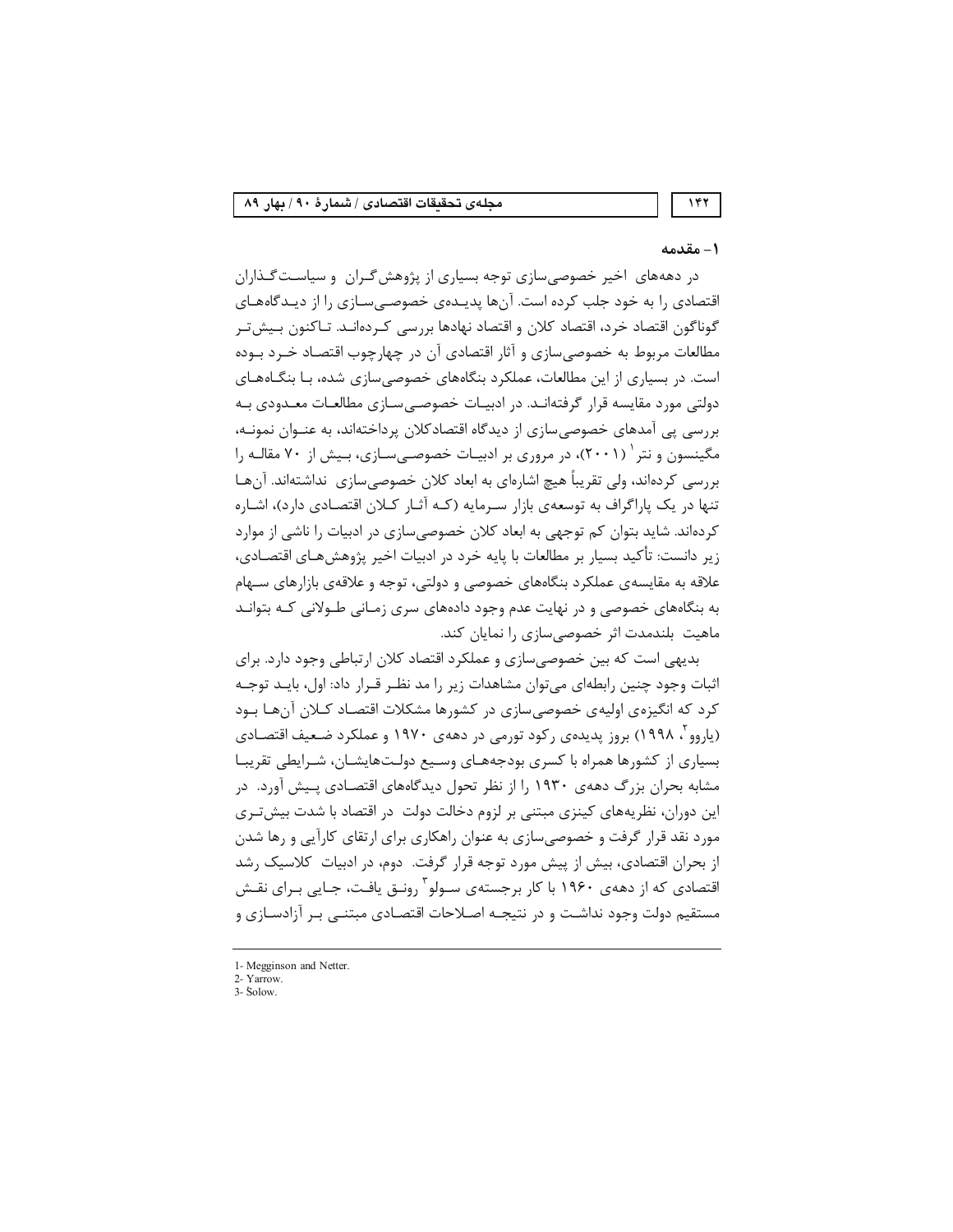## ۱- مقدمه

در دهه‌های اخیر خصوصی‌سازی توجه بسیاری از پژوهش‌گران و سیاست‌گذاران اقتصادی را به خود جلب کرده است. آن‌ها پدیده‌ی خصوصی‌سازی را از دیدگاه‌های گوناگون اقتصاد خرد، اقتصاد کلان و اقتصاد نهادها بررسی کرده‌اند. تاکنون بیش‌تر مطالعات مربوط به خصوصی‌سازی و آثار اقتصادی آن در چهارچوب اقتصاد خرد بوده است. در بسیاری از این مطالعات، عملکرد بنگاه‌های خصوصی‌سازی شده، با بنگاه‌های دولتی مورد مقایسه قرار گرفته‌اند. در ادبیات خصوصی‌سازی مطالعات معدودی به بررسی پی آمدهای خصوصی‌سازی از دیدگاه اقتصادکلان پرداخته‌اند، به عنوان نمونه، مگینسون و نتر[1] (۲۰۰۱)، در مروری بر ادبیات خصوصی‌سازی، بیش از ۷۰ مقاله را بررسی کرده‌اند، ولی تقریباً هیچ اشاره‌ای به ابعاد کلان خصوصی‌سازی نداشته‌اند. آن‌ها تنها در یک پاراگراف به توسعه‌ی بازار سرمایه (که آثار کلان اقتصادی دارد)، اشاره کرده‌اند. شاید بتوان کم توجهی به ابعاد کلان خصوصی‌سازی در ادبیات را ناشی از موارد زیر دانست: تأکید بسیار بر مطالعات با پایه خرد در ادبیات اخیر پژوهش‌های اقتصادی، علاقه به مقایسه‌ی عملکرد بنگاه‌های خصوصی و دولتی، توجه و علاقه‌ی بازارهای سهام به بنگاه‌های خصوصی و در نهایت عدم وجود داده‌های سری زمانی طولانی که بتواند ماهیت بلندمدت اثر خصوصی‌سازی را نمایان کند.

بدیهی است که بین خصوصی‌سازی و عملکرد اقتصاد کلان ارتباطی وجود دارد. برای اثبات وجود چنین رابطه‌ای می‌توان مشاهدات زیر را مد نظر قرار داد: اول، باید توجه کرد که انگیزه‌ی اولیه‌ی خصوصی‌سازی در کشورها مشکلات اقتصاد کلان آن‌ها بود (یاروو[2]، ۱۹۹۸) بروز پدیده‌ی رکود تورمی در دهه‌ی ۱۹۷۰ و عملکرد ضعیف اقتصادی بسیاری از کشورها همراه با کسری بودجه‌های وسیع دولت‌هایشان، شرایطی تقریبا مشابه بحران بزرگ دهه‌ی ۱۹۳۰ را از نظر تحول دیدگاه‌های اقتصادی پیش آورد. در این دوران، نظریه‌های کینزی مبتنی بر لزوم دخالت دولت در اقتصاد با شدت بیش‌تری مورد نقد قرار گرفت و خصوصی‌سازی به عنوان راهکاری برای ارتقای کارآیی و رها شدن از بحران اقتصادی، بیش از پیش مورد توجه قرار گرفت. دوم، در ادبیات کلاسیک رشد اقتصادی که از دهه‌ی ۱۹۶۰ با کار برجسته‌ی سولو[3] رونق یافت، جایی برای نقش مستقیم دولت وجود نداشت و در نتیجه اصلاحات اقتصادی مبتنی بر آزادسازی و

---

1- Megginson and Netter.
2- Yarrow.
3- Solow.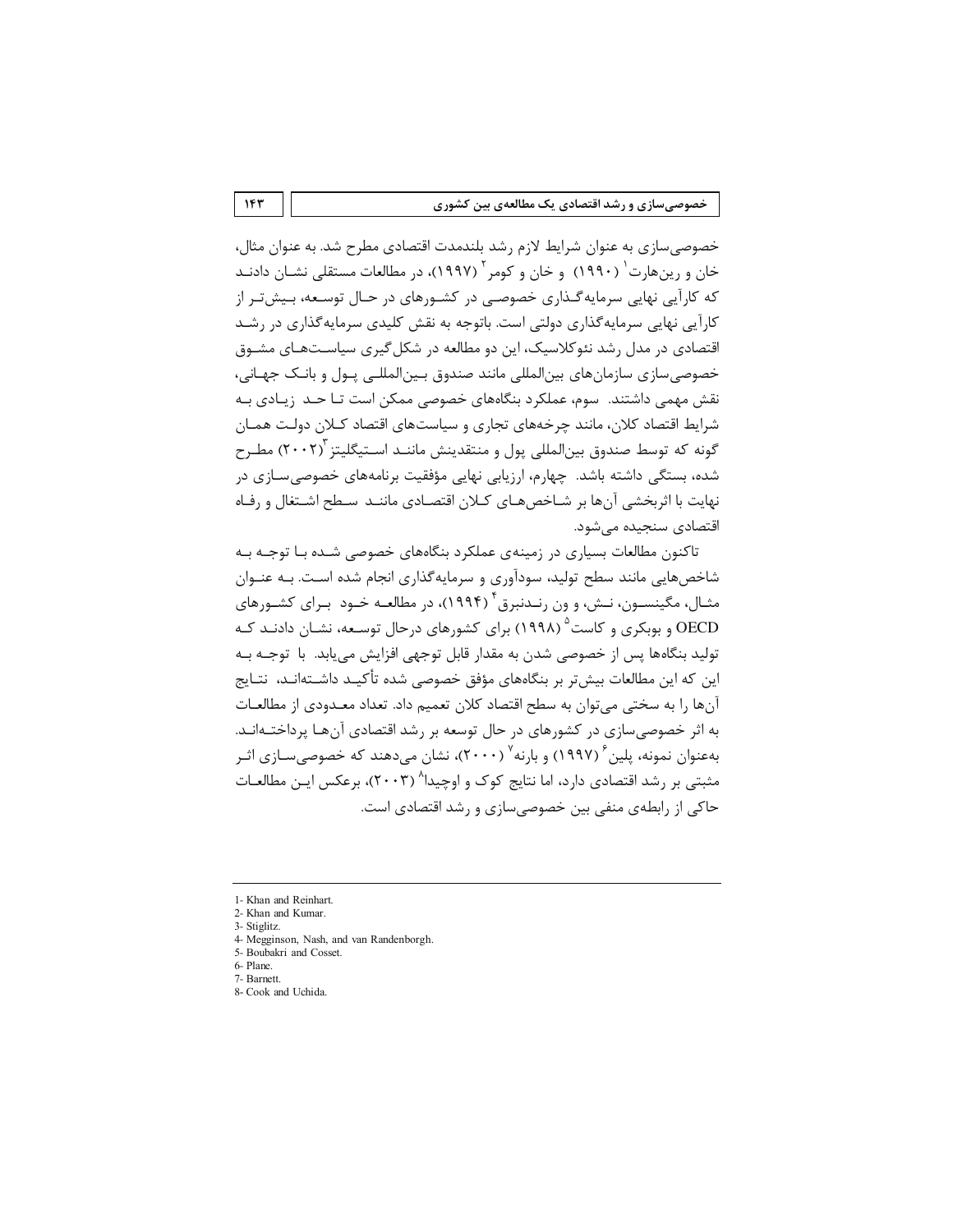خصوصی‌سازی به عنوان شرایط لازم رشد بلندمدت اقتصادی مطرح شد. به عنوان مثال، خان و رین‌هارت[1] (۱۹۹۰) و خان و کومر[2] (۱۹۹۷)، در مطالعات مستقلی نشان دادند که کارآیی نهایی سرمایه‌گذاری خصوصی در کشورهای در حال توسعه، بیش‌تر از کارآیی نهایی سرمایه‌گذاری دولتی است. باتوجه به نقش کلیدی سرمایه‌گذاری در رشد اقتصادی در مدل رشد نئوکلاسیک، این دو مطالعه در شکل‌گیری سیاست‌های مشوق خصوصی‌سازی سازمان‌های بین‌المللی مانند صندوق بین‌المللی پول و بانک جهانی، نقش مهمی داشتند. سوم، عملکرد بنگاه‌های خصوصی ممکن است تا حد زیادی به شرایط اقتصاد کلان، مانند چرخه‌های تجاری و سیاست‌های اقتصاد کلان دولت همان گونه که توسط صندوق بین‌المللی پول و منتقدینش مانند استیگلیتز[3] (۲۰۰۲) مطرح شده، بستگی داشته باشد. چهارم، ارزیابی نهایی مؤفقیت برنامه‌های خصوصی‌سازی در نهایت با اثربخشی آن‌ها بر شاخص‌های کلان اقتصادی مانند سطح اشتغال و رفاه اقتصادی سنجیده می‌شود.

تاکنون مطالعات بسیاری در زمینه‌ی عملکرد بنگاه‌های خصوصی شده با توجه به شاخص‌هایی مانند سطح تولید، سودآوری و سرمایه‌گذاری انجام شده است. به عنوان مثال، مگینسون، نش، و ون رندنبرق[4] (۱۹۹۴)، در مطالعه خود برای کشورهای OECD و بوبکری و کاست[5] (۱۹۹۸) برای کشورهای درحال توسعه، نشان دادند که تولید بنگاه‌ها پس از خصوصی شدن به مقدار قابل توجهی افزایش می‌یابد. با توجه به این که این مطالعات بیش‌تر بر بنگاه‌های مؤفق خصوصی شده تأکید داشته‌اند، نتایج آن‌ها را به سختی می‌توان به سطح اقتصاد کلان تعمیم داد. تعداد معدودی از مطالعات به اثر خصوصی‌سازی در کشورهای در حال توسعه بر رشد اقتصادی آن‌ها پرداخته‌اند. به‌عنوان نمونه، پلین[6] (۱۹۹۷) و بارنه[7] (۲۰۰۰)، نشان می‌دهند که خصوصی‌سازی اثر مثبتی بر رشد اقتصادی دارد، اما نتایج کوک و اوچیدا[8] (۲۰۰۳)، برعکس این مطالعات حاکی از رابطه‌ی منفی بین خصوصی‌سازی و رشد اقتصادی است.

---

1- Khan and Reinhart.
2- Khan and Kumar.
3- Stiglitz.
4- Megginson, Nash, and van Randenborgh.
5- Boubakri and Cosset.
6- Plane.
7- Barnett.
8- Cook and Uchida.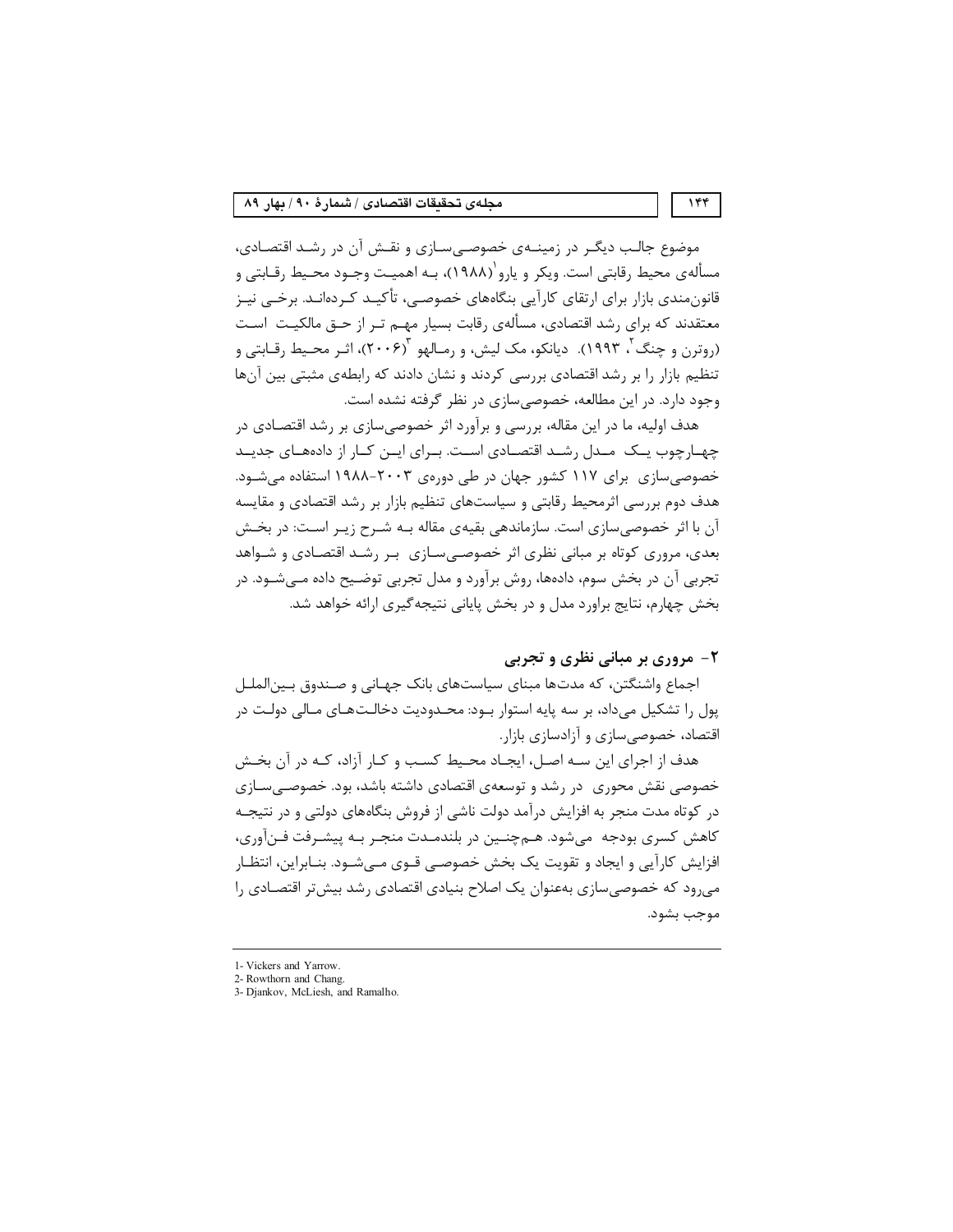موضوع جالب دیگر در زمینه‌ی خصوصی‌سازی و نقش آن در رشد اقتصادی، مسأله‌ی محیط رقابتی است. ویکر و یارو[1](۱۹۸۸)، به اهمیت وجود محیط رقابتی و قانون‌مندی بازار برای ارتقای کارآیی بنگاه‌های خصوصی، تأکید کرده‌اند. برخی نیز معتقدند که برای رشد اقتصادی، مسأله‌ی رقابت بسیار مهم تر از حق مالکیت است (روترن و چنگ[2]، ۱۹۹۳). دیانکو، مک لیش، و رمالهو[3](۲۰۰۶)، اثر محیط رقابتی و تنظیم بازار را بر رشد اقتصادی بررسی کردند و نشان دادند که رابطه‌ی مثبتی بین آن‌ها وجود دارد. در این مطالعه، خصوصی‌سازی در نظر گرفته نشده است.

هدف اولیه، ما در این مقاله، بررسی و برآورد اثر خصوصی‌سازی بر رشد اقتصادی در چهارچوب یک مدل رشد اقتصادی است. برای این کار از داده‌های جدید خصوصی‌سازی برای ۱۱۷ کشور جهان در طی دوره‌ی ۲۰۰۳-۱۹۸۸ استفاده می‌شود. هدف دوم بررسی اثرمحیط رقابتی و سیاست‌های تنظیم بازار بر رشد اقتصادی و مقایسه آن با اثر خصوصی‌سازی است. سازماندهی بقیه‌ی مقاله به شرح زیر است: در بخش بعدی، مروری کوتاه بر مبانی نظری اثر خصوصی‌سازی بر رشد اقتصادی و شواهد تجربی آن در بخش سوم، داده‌ها، روش برآورد و مدل تجربی توضیح داده می‌شود. در بخش چهارم، نتایج براورد مدل و در بخش پایانی نتیجه‌گیری ارائه خواهد شد.

## ۲- مروری بر مبانی نظری و تجربی

اجماع واشنگتن، که مدت‌ها مبنای سیاست‌های بانک جهانی و صندوق بین‌الملل پول را تشکیل می‌داد، بر سه پایه استوار بود: محدودیت دخالت‌های مالی دولت در اقتصاد، خصوصی‌سازی و آزادسازی بازار.

هدف از اجرای این سه اصل، ایجاد محیط کسب و کار آزاد، که در آن بخش خصوصی نقش محوری در رشد و توسعه‌ی اقتصادی داشته باشد، بود. خصوصی‌سازی در کوتاه مدت منجر به افزایش درآمد دولت ناشی از فروش بنگاه‌های دولتی و در نتیجه کاهش کسری بودجه می‌شود. هم‌چنین در بلندمدت منجر به پیشرفت فن‌آوری، افزایش کارآیی و ایجاد و تقویت یک بخش خصوصی قوی می‌شود. بنابراین، انتظار می‌رود که خصوصی‌سازی به‌عنوان یک اصلاح بنیادی اقتصادی رشد بیش‌تر اقتصادی را موجب بشود.

---

1- Vickers and Yarrow.
2- Rowthorn and Chang.
3- Djankov, McLiesh, and Ramalho.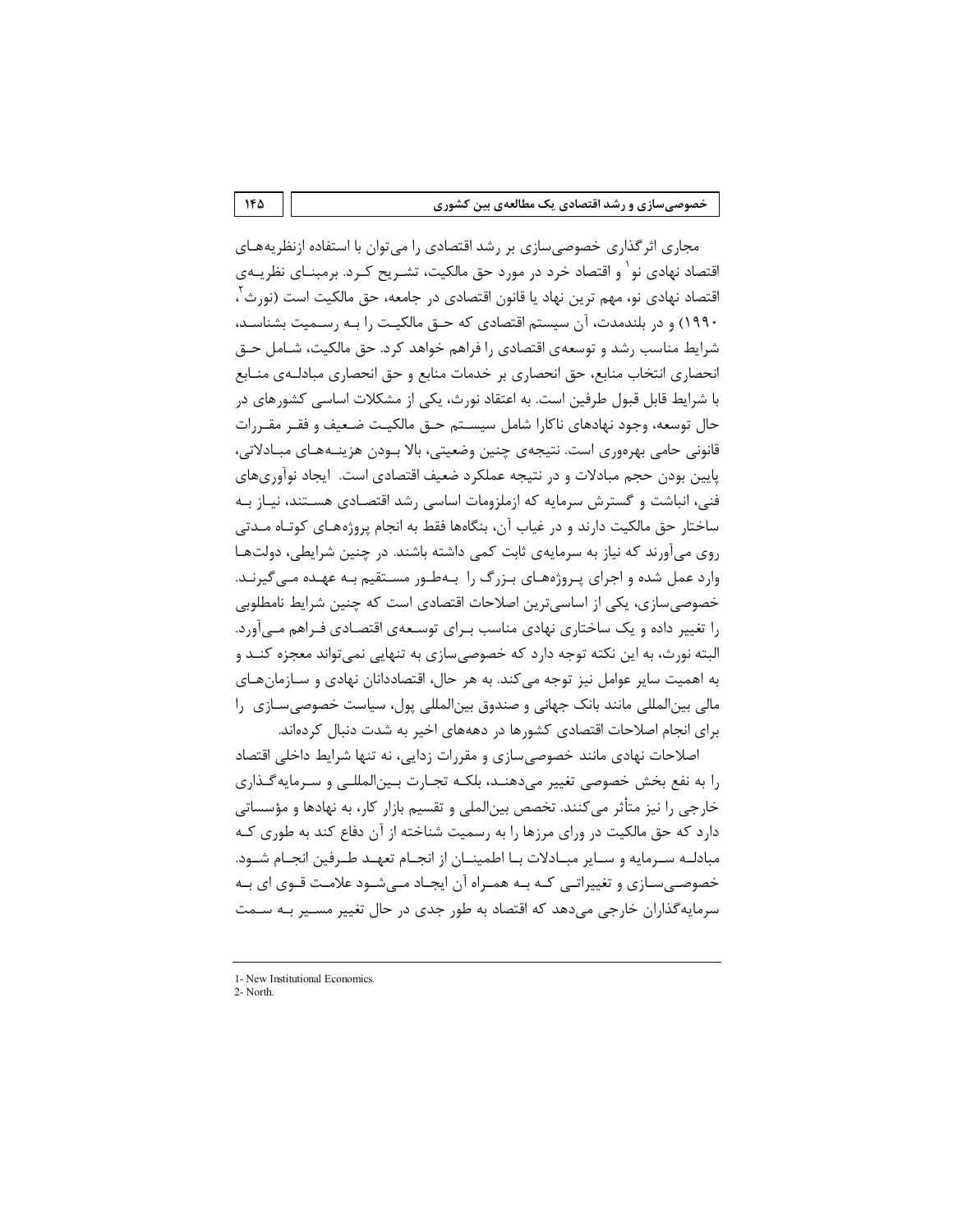مجاری اثرگذاری خصوصی‌سازی بر رشد اقتصادی را می‌توان با استفاده ازنظریه‌های اقتصاد نهادی نو[1] و اقتصاد خرد در مورد حق مالکیت، تشریح کرد. برمبنای نظریه‌ی اقتصاد نهادی نو، مهم ترین نهاد یا قانون اقتصادی در جامعه، حق مالکیت است (نورث[2]، ۱۹۹۰) و در بلندمدت، آن سیستم اقتصادی که حق مالکیت را به رسمیت بشناسد، شرایط مناسب رشد و توسعه‌ی اقتصادی را فراهم خواهد کرد. حق مالکیت، شامل حق انحصاری انتخاب منابع، حق انحصاری بر خدمات منابع و حق انحصاری مبادله‌ی منابع با شرایط قابل قبول طرفین است. به اعتقاد نورث، یکی از مشکلات اساسی کشورهای در حال توسعه، وجود نهادهای ناکارا شامل سیستم حق مالکیت ضعیف و فقر مقررات قانونی حامی بهره‌وری است. نتیجه‌ی چنین وضعیتی، بالا بودن هزینه‌های مبادلاتی، پایین بودن حجم مبادلات و در نتیجه عملکرد ضعیف اقتصادی است. ایجاد نوآوری‌های فنی، انباشت و گسترش سرمایه که ازملزومات اساسی رشد اقتصادی هستند، نیاز به ساختار حق مالکیت دارند و در غیاب آن، بنگاه‌ها فقط به انجام پروژه‌های کوتاه مدتی روی می‌آورند که نیاز به سرمایه‌ی ثابت کمی داشته باشند. در چنین شرایطی، دولت‌ها وارد عمل شده و اجرای پروژه‌های بزرگ را به‌طور مستقیم به عهده می‌گیرند. خصوصی‌سازی، یکی از اساسی‌ترین اصلاحات اقتصادی است که چنین شرایط نامطلوبی را تغییر داده و یک ساختاری نهادی مناسب برای توسعه‌ی اقتصادی فراهم می‌آورد. البته نورث، به این نکته توجه دارد که خصوصی‌سازی به تنهایی نمی‌تواند معجزه کند و به اهمیت سایر عوامل نیز توجه می‌کند. به هر حال، اقتصاددانان نهادی و سازمان‌های مالی بین‌المللی مانند بانک جهانی و صندوق بین‌المللی پول، سیاست خصوصی‌سازی را برای انجام اصلاحات اقتصادی کشورها در دهه‌های اخیر به شدت دنبال کرده‌اند.

اصلاحات نهادی مانند خصوصی‌سازی و مقررات زدایی، نه تنها شرایط داخلی اقتصاد را به نفع بخش خصوصی تغییر می‌دهند، بلکه تجارت بین‌المللی و سرمایه‌گذاری خارجی را نیز متأثر می‌کنند. تخصص بین‌المللی و تقسیم بازار کار، به نهادها و مؤسساتی دارد که حق مالکیت در ورای مرزها را به رسمیت شناخته از آن دفاع کند به طوری که مبادله سرمایه و سایر مبادلات با اطمینان از انجام تعهد طرفین انجام شود. خصوصی‌سازی و تغییراتی که به همراه آن ایجاد می‌شود علامت قوی ای به سرمایه‌گذاران خارجی می‌دهد که اقتصاد به طور جدی در حال تغییر مسیر به سمت

---

1- New Institutional Economics.

2- North.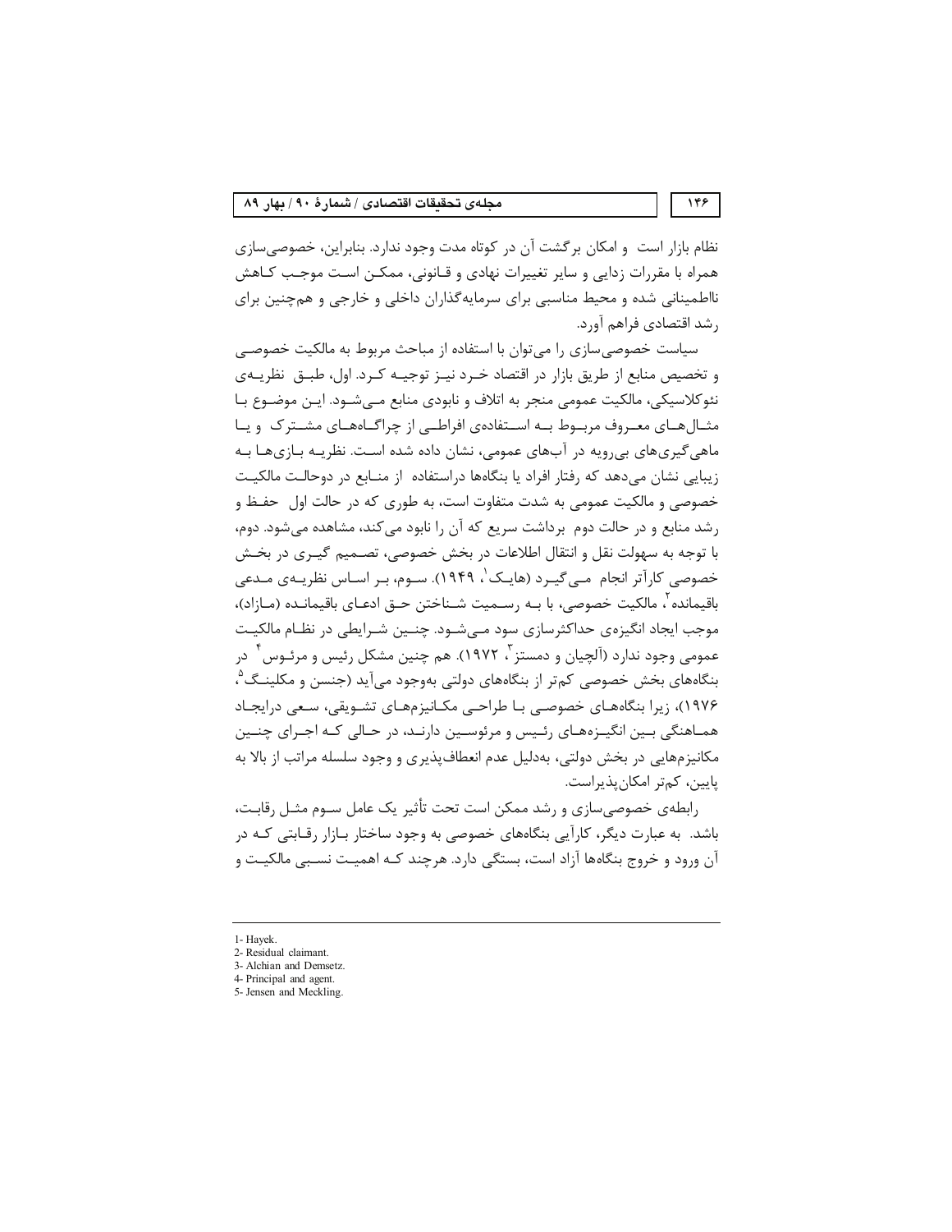نظام بازار است و امکان برگشت آن در کوتاه مدت وجود ندارد. بنابراین، خصوصی‌سازی همراه با مقررات زدایی و سایر تغییرات نهادی و قانونی، ممکن است موجب کاهش نااطمینانی شده و محیط مناسبی برای سرمایه‌گذاران داخلی و خارجی و هم‌چنین برای رشد اقتصادی فراهم آورد.

سیاست خصوصی‌سازی را می‌توان با استفاده از مباحث مربوط به مالکیت خصوصی و تخصیص منابع از طریق بازار در اقتصاد خرد نیز توجیه کرد. اول، طبق نظریه‌ی نئوکلاسیکی، مالکیت عمومی منجر به اتلاف و نابودی منابع می‌شود. این موضوع با مثال‌های معروف مربوط به استفاده‌ی افراطی از چراگاه‌های مشترک و یا ماهی‌گیری‌های بی‌رویه در آب‌های عمومی، نشان داده شده است. نظریه بازی‌ها به زیبایی نشان می‌دهد که رفتار افراد یا بنگاه‌ها دراستفاده از منابع در دوحالت مالکیت خصوصی و مالکیت عمومی به شدت متفاوت است، به طوری که در حالت اول حفظ و رشد منابع و در حالت دوم برداشت سریع که آن را نابود می‌کند، مشاهده می‌شود. دوم، با توجه به سهولت نقل و انتقال اطلاعات در بخش خصوصی، تصمیم گیری در بخش خصوصی کارآتر انجام می‌گیرد (هایک[1]، ۱۹۴۹). سوم، بر اساس نظریه‌ی مدعی باقیمانده[2]، مالکیت خصوصی، با به رسمیت شناختن حق ادعای باقیمانده (مازاد)، موجب ایجاد انگیزه‌ی حداکثرسازی سود می‌شود. چنین شرایطی در نظام مالکیت عمومی وجود ندارد (آلچیان و دمستز[3]، ۱۹۷۲). هم چنین مشکل رئیس و مرئوس[4] در بنگاه‌های بخش خصوصی کم‌تر از بنگاه‌های دولتی به‌وجود می‌آید (جنسن و مکلینگ[5]، ۱۹۷۶)، زیرا بنگاه‌های خصوصی با طراحی مکانیزم‌های تشویقی، سعی درایجاد هماهنگی بین انگیزه‌های رئیس و مرئوسین دارند، در حالی که اجرای چنین مکانیزم‌هایی در بخش دولتی، به‌دلیل عدم انعطاف‌پذیری و وجود سلسله مراتب از بالا به پایین، کم‌تر امکان‌پذیراست.

رابطه‌ی خصوصی‌سازی و رشد ممکن است تحت تأثیر یک عامل سوم مثل رقابت، باشد. به عبارت دیگر، کارآیی بنگاه‌های خصوصی به وجود ساختار بازار رقابتی که در آن ورود و خروج بنگاه‌ها آزاد است، بستگی دارد. هرچند که اهمیت نسبی مالکیت و

---

1- Hayek.
2- Residual claimant.
3- Alchian and Demsetz.
4- Principal and agent.
5- Jensen and Meckling.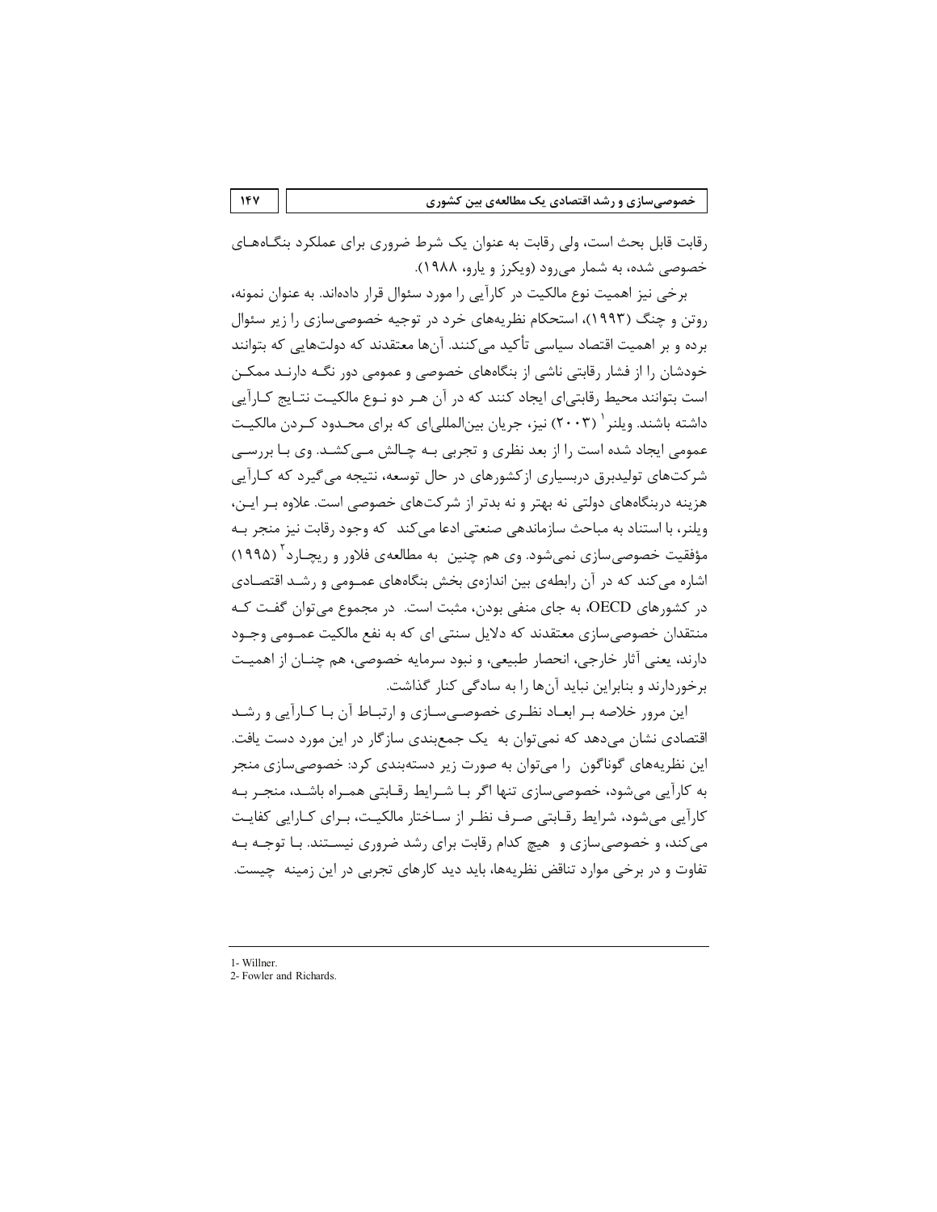رقابت قابل بحث است، ولی رقابت به عنوان یک شرط ضروری برای عملکرد بنگاه‌های خصوصی شده، به شمار می‌رود (ویکرز و یارو، ۱۹۸۸).

برخی نیز اهمیت نوع مالکیت در کارآیی را مورد سئوال قرار داده‌اند. به عنوان نمونه، روتن و چنگ (۱۹۹۳)، استحکام نظریه‌های خرد در توجیه خصوصی‌سازی را زیر سئوال برده و بر اهمیت اقتصاد سیاسی تأکید می‌کنند. آن‌ها معتقدند که دولت‌هایی که بتوانند خودشان را از فشار رقابتی ناشی از بنگاه‌های خصوصی و عمومی دور نگه دارند ممکن است بتوانند محیط رقابتی‌ای ایجاد کنند که در آن هر دو نوع مالکیت نتایج کارآیی داشته باشند. ویلنر[1] (۲۰۰۳) نیز، جریان بین‌المللی‌ای که برای محدود کردن مالکیت عمومی ایجاد شده است را از بعد نظری و تجربی به چالش می‌کشد. وی با بررسی شرکت‌های تولیدبرق دربسیاری ازکشورهای در حال توسعه، نتیجه می‌گیرد که کارآیی هزینه دربنگاه‌های دولتی نه بهتر و نه بدتر از شرکت‌های خصوصی است. علاوه بر این، ویلنر، با استناد به مباحث سازماندهی صنعتی ادعا می‌کند که وجود رقابت نیز منجر به مؤفقیت خصوصی‌سازی نمی‌شود. وی هم چنین به مطالعه‌ی فلاور و ریچارد[2] (۱۹۹۵) اشاره می‌کند که در آن رابطه‌ی بین اندازه‌ی بخش بنگاه‌های عمومی و رشد اقتصادی در کشورهای OECD، به جای منفی بودن، مثبت است. در مجموع می‌توان گفت که منتقدان خصوصی‌سازی معتقدند که دلایل سنتی ای که به نفع مالکیت عمومی وجود دارند، یعنی آثار خارجی، انحصار طبیعی، و نبود سرمایه خصوصی، هم چنان از اهمیت برخوردارند و بنابراین نباید آن‌ها را به سادگی کنار گذاشت.

این مرور خلاصه بر ابعاد نظری خصوصی‌سازی و ارتباط آن با کارآیی و رشد اقتصادی نشان می‌دهد که نمی‌توان به یک جمع‌بندی سازگار در این مورد دست یافت. این نظریه‌های گوناگون را می‌توان به صورت زیر دسته‌بندی کرد: خصوصی‌سازی منجر به کارآیی می‌شود، خصوصی‌سازی تنها اگر با شرایط رقابتی همراه باشد، منجر به کارآیی می‌شود، شرایط رقابتی صرف نظر از ساختار مالکیت، برای کارایی کفایت می‌کند، و خصوصی‌سازی و هیچ کدام رقابت برای رشد ضروری نیستند. با توجه به تفاوت و در برخی موارد تناقض نظریه‌ها، باید دید کارهای تجربی در این زمینه چیست.

---

1- Willner.

2- Fowler and Richards.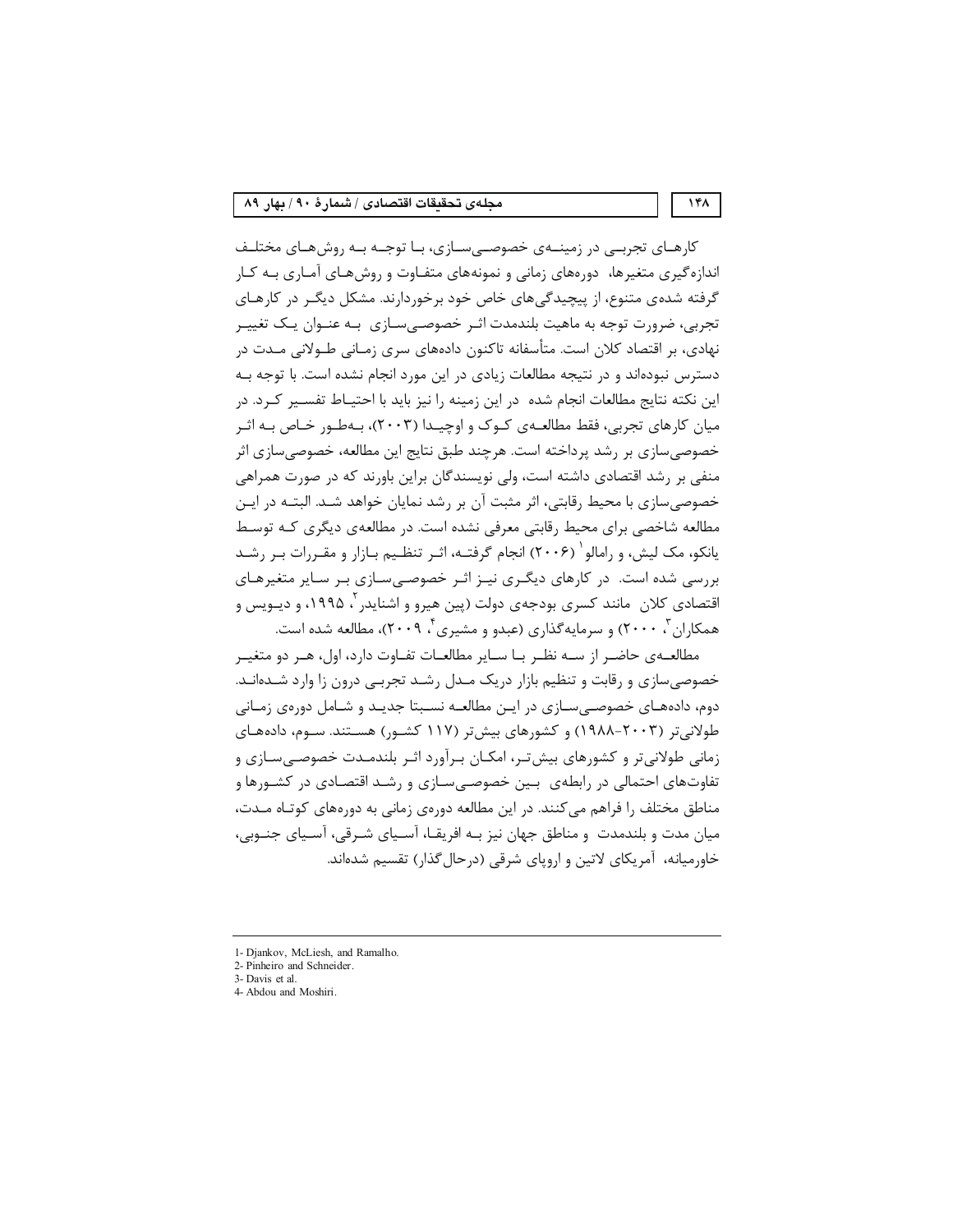کارهـای تجربـی در زمینـه‌ی خصوصـی‌سـازی، بـا توجـه بـه روش‌هـای مختلـف اندازه‌گیری متغیرها، دوره‌های زمانی و نمونه‌های متفـاوت و روش‌هـای آمـاری بـه کـار گرفته شده‌ی متنوع، از پیچیدگی‌های خاص خود برخوردارند. مشکل دیگـر در کارهـای تجربی، ضرورت توجه به ماهیت بلندمدت اثـر خصوصـی‌سـازی بـه عنـوان یـک تغییـر نهادی، بر اقتصاد کلان است. متأسفانه تاکنون داده‌های سری زمـانی طـولانی مـدت در دسترس نبوده‌اند و در نتیجه مطالعات زیادی در این مورد انجام نشده است. با توجه بـه این نکته نتایج مطالعات انجام شده در این زمینه را نیز باید با احتیـاط تفسـیر کـرد. در میان کارهای تجربی، فقط مطالعـه‌ی کـوک و اوچیـدا (۲۰۰۳)، بـه‌طـور خـاص بـه اثـر خصوصی‌سازی بر رشد پرداخته است. هرچند طبق نتایج این مطالعه، خصوصی‌سازی اثر منفی بر رشد اقتصادی داشته است، ولی نویسندگان براین باورند که در صورت همراهی خصوصی‌سازی با محیط رقابتی، اثر مثبت آن بر رشد نمایان خواهد شـد. البتـه در ایـن مطالعه شاخصی برای محیط رقابتی معرفی نشده است. در مطالعه‌ی دیگری کـه توسـط یانکو، مک لیش، و رامالو[1] (۲۰۰۶) انجام گرفتـه، اثـر تنظـیم بـازار و مقـررات بـر رشـد بررسی شده است. در کارهای دیگـری نیـز اثـر خصوصـی‌سـازی بـر سـایر متغیرهـای اقتصادی کلان مانند کسری بودجه‌ی دولت (پین هیرو و اشنایدر[2]، ۱۹۹۵، و دیـویس و همکاران[3]، ۲۰۰۰) و سرمایه‌گذاری (عبدو و مشیری[4]، ۲۰۰۹)، مطالعه شده است.

مطالعـه‌ی حاضـر از سـه نظـر بـا سـایر مطالعـات تفـاوت دارد، اول، هـر دو متغیـر خصوصی‌سازی و رقابت و تنظیم بازار دریک مـدل رشـد تجربـی درون زا وارد شـده‌انـد. دوم، داده‌هـای خصوصـی‌سـازی در ایـن مطالعـه نسـبتا جدیـد و شـامل دوره‌ی زمـانی طولانی‌تر (۲۰۰۳-۱۹۸۸) و کشورهای بیش‌تر (۱۱۷ کشـور) هسـتند. سـوم، داده‌هـای زمانی طولانی‌تر و کشورهای بیش‌تـر، امکـان بـرآورد اثـر بلندمـدت خصوصـی‌سـازی و تفاوت‌های احتمالی در رابطه‌ی بـین خصوصـی‌سـازی و رشـد اقتصـادی در کشـورها و مناطق مختلف را فراهم می‌کنند. در این مطالعه دوره‌ی زمانی به دوره‌های کوتـاه مـدت، میان مدت و بلندمدت و مناطق جهان نیز بـه افریقـا، آسـیای شـرقی، آسـیای جنـوبی، خاورمیانه، آمریکای لاتین و اروپای شرقی (درحال‌گذار) تقسیم شده‌اند.

---

1- Djankov, McLiesh, and Ramalho.
2- Pinheiro and Schneider.
3- Davis et al.
4- Abdou and Moshiri.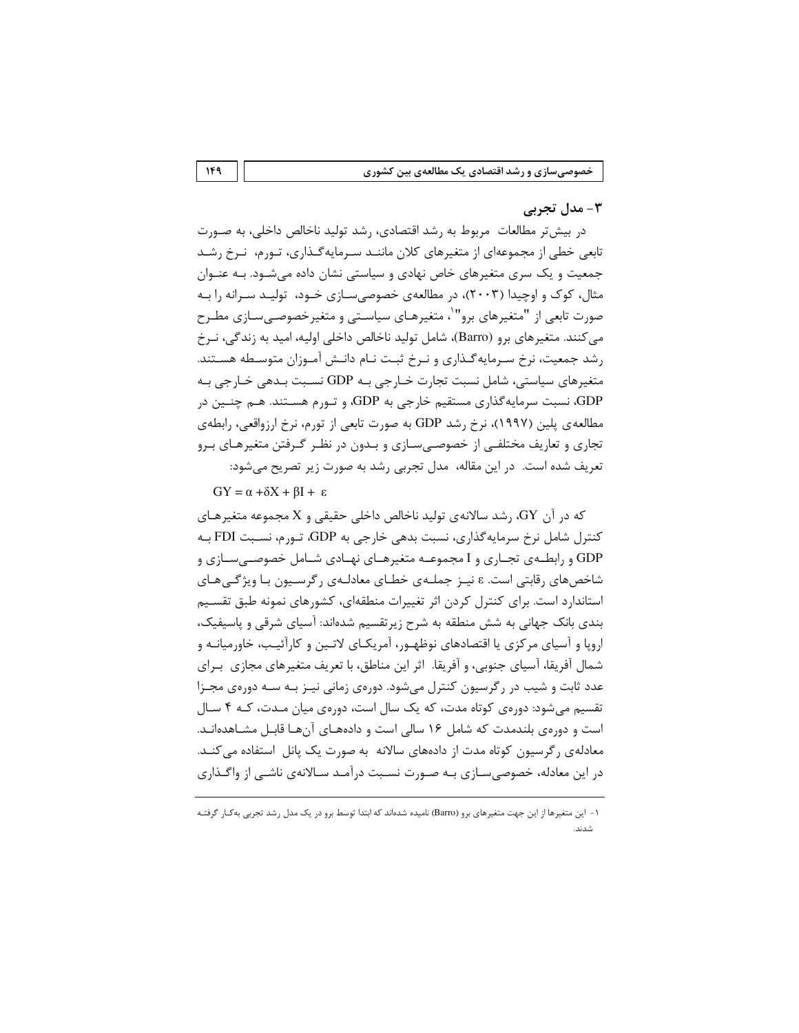## ۳- مدل تجربی

در بیش‌تر مطالعات مربوط به رشد اقتصادی، رشد تولید ناخالص داخلی، به صورت تابعی خطی از مجموعه‌ای از متغیرهای کلان مانند سرمایه‌گذاری، تورم، نرخ رشد جمعیت و یک سری متغیرهای خاص نهادی و سیاستی نشان داده می‌شود. به عنوان مثال، کوک و اوچیدا (۲۰۰۳)، در مطالعه‌ی خصوصی‌سازی خود، تولید سرانه را به صورت تابعی از "متغیرهای برو"[۱]، متغیرهای سیاستی و متغیرخصوصی‌سازی مطرح می‌کنند. متغیرهای برو (Barro)، شامل تولید ناخالص داخلی اولیه، امید به زندگی، نرخ رشد جمعیت، نرخ سرمایه‌گذاری و نرخ ثبت نام دانش آموزان متوسطه هستند. متغیرهای سیاستی، شامل نسبت تجارت خارجی به GDP نسبت بدهی خارجی به GDP، نسبت سرمایه‌گذاری مستقیم خارجی به GDP، و تورم هستند. هم چنین در مطالعه‌ی پلین (۱۹۹۷)، نرخ رشد GDP به صورت تابعی از تورم، نرخ ارزواقعی، رابطه‌ی تجاری و تعاریف مختلفی از خصوصی‌سازی و بدون در نظر گرفتن متغیرهای برو تعریف شده است. در این مقاله، مدل تجربی رشد به صورت زیر تصریح می‌شود:

$$GY = \alpha + \delta X + \beta I + \varepsilon$$

که در آن GY، رشد سالانه‌ی تولید ناخالص داخلی حقیقی و X مجموعه متغیرهای کنترل شامل نرخ سرمایه‌گذاری، نسبت بدهی خارجی به GDP، تورم، نسبت FDI به GDP و رابطه‌ی تجاری و I مجموعه متغیرهای نهادی شامل خصوصی‌سازی و شاخص‌های رقابتی است. $\varepsilon$ نیز جمله‌ی خطای معادله‌ی رگرسیون با ویژگی‌های استاندارد است. برای کنترل کردن اثر تغییرات منطقه‌ای، کشورهای نمونه طبق تقسیم بندی بانک جهانی به شش منطقه به شرح زیرتقسیم شده‌اند: آسیای شرقی و پاسیفیک، اروپا و آسیای مرکزی یا اقتصادهای نوظهور، آمریکای لاتین و کارآئیب، خاورمیانه و شمال آفریقا، آسیای جنوبی، و آفریقا. اثر این مناطق، با تعریف متغیرهای مجازی برای عدد ثابت و شیب در رگرسیون کنترل می‌شود. دوره‌ی زمانی نیز به سه دوره‌ی مجزا تقسیم می‌شود: دوره‌ی کوتاه مدت، که یک سال است، دوره‌ی میان مدت، که ۴ سال است و دوره‌ی بلندمدت که شامل ۱۶ سالی است و داده‌های آن‌ها قابل مشاهده‌اند. معادله‌ی رگرسیون کوتاه مدت از داده‌های سالانه به صورت یک پانل استفاده می‌کند. در این معادله، خصوصی‌سازی به صورت نسبت درآمد سالانه‌ی ناشی از واگذاری

---

۱- این متغیرها از این جهت متغیرهای برو (Barro) نامیده شده‌اند که ابتدا توسط برو در یک مدل رشد تجربی به‌کار گرفته شدند.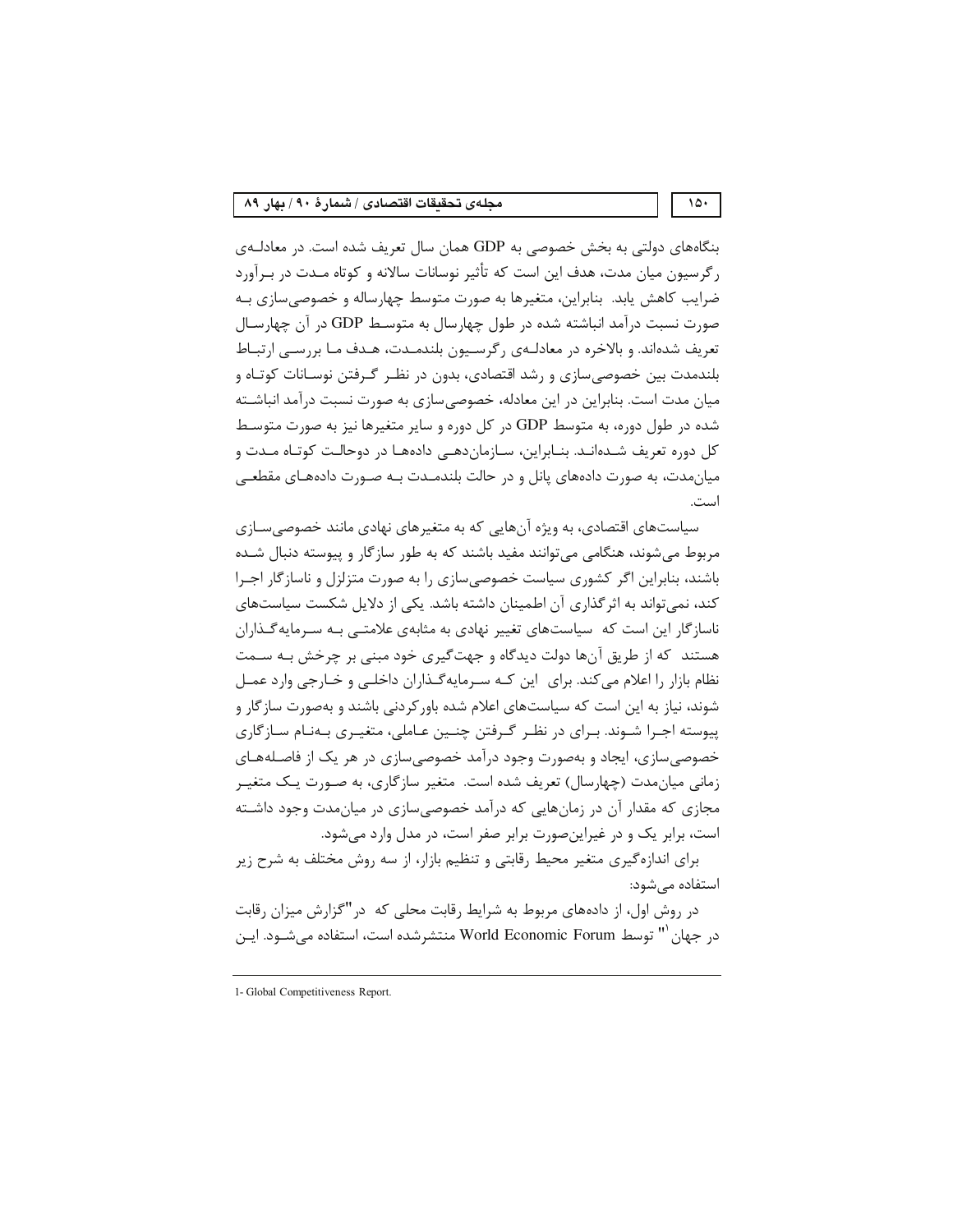بنگاه‌های دولتی به بخش خصوصی به GDP همان سال تعریف شده است. در معادله‌ی رگرسیون میان مدت، هدف این است که تأثیر نوسانات سالانه و کوتاه مدت در برآورد ضرایب کاهش یابد. بنابراین، متغیرها به صورت متوسط چهارساله و خصوصی‌سازی به صورت نسبت درآمد انباشته شده در طول چهارسال به متوسط GDP در آن چهارسال تعریف شده‌اند. و بالاخره در معادله‌ی رگرسیون بلندمدت، هدف ما بررسی ارتباط بلندمدت بین خصوصی‌سازی و رشد اقتصادی، بدون در نظر گرفتن نوسانات کوتاه و میان مدت است. بنابراین در این معادله، خصوصی‌سازی به صورت نسبت درآمد انباشته شده در طول دوره، به متوسط GDP در کل دوره و سایر متغیرها نیز به صورت متوسط کل دوره تعریف شده‌اند. بنابراین، سازمان‌دهی داده‌ها در دوحالت کوتاه مدت و میان‌مدت، به صورت داده‌های پانل و در حالت بلندمدت به صورت داده‌های مقطعی است.

سیاست‌های اقتصادی، به ویژه آن‌هایی که به متغیرهای نهادی مانند خصوصی‌سازی مربوط می‌شوند، هنگامی می‌توانند مفید باشند که به طور سازگار و پیوسته دنبال شده باشند، بنابراین اگر کشوری سیاست خصوصی‌سازی را به صورت متزلزل و ناسازگار اجرا کند، نمی‌تواند به اثرگذاری آن اطمینان داشته باشد. یکی از دلایل شکست سیاست‌های ناسازگار این است که سیاست‌های تغییر نهادی به مثابه‌ی علامتی به سرمایه‌گذاران هستند که از طریق آن‌ها دولت دیدگاه و جهت‌گیری خود مبنی بر چرخش به سمت نظام بازار را اعلام می‌کند. برای این که سرمایه‌گذاران داخلی و خارجی وارد عمل شوند، نیاز به این است که سیاست‌های اعلام شده باورکردنی باشند و به‌صورت سازگار و پیوسته اجرا شوند. برای در نظر گرفتن چنین عاملی، متغیری به‌نام سازگاری خصوصی‌سازی، ایجاد و به‌صورت وجود درآمد خصوصی‌سازی در هر یک از فاصله‌های زمانی میان‌مدت (چهارسال) تعریف شده است. متغیر سازگاری، به صورت یک متغیر مجازی که مقدار آن در زمان‌هایی که درآمد خصوصی‌سازی در میان‌مدت وجود داشته است، برابر یک و در غیراین‌صورت برابر صفر است، در مدل وارد می‌شود.

برای اندازه‌گیری متغیر محیط رقابتی و تنظیم بازار، از سه روش مختلف به شرح زیر استفاده می‌شود:

در روش اول، از داده‌های مربوط به شرایط رقابت محلی که در "گزارش میزان رقابت در جهان[1]" توسط World Economic Forum منتشرشده است، استفاده می‌شود. این

---

1- Global Competitiveness Report.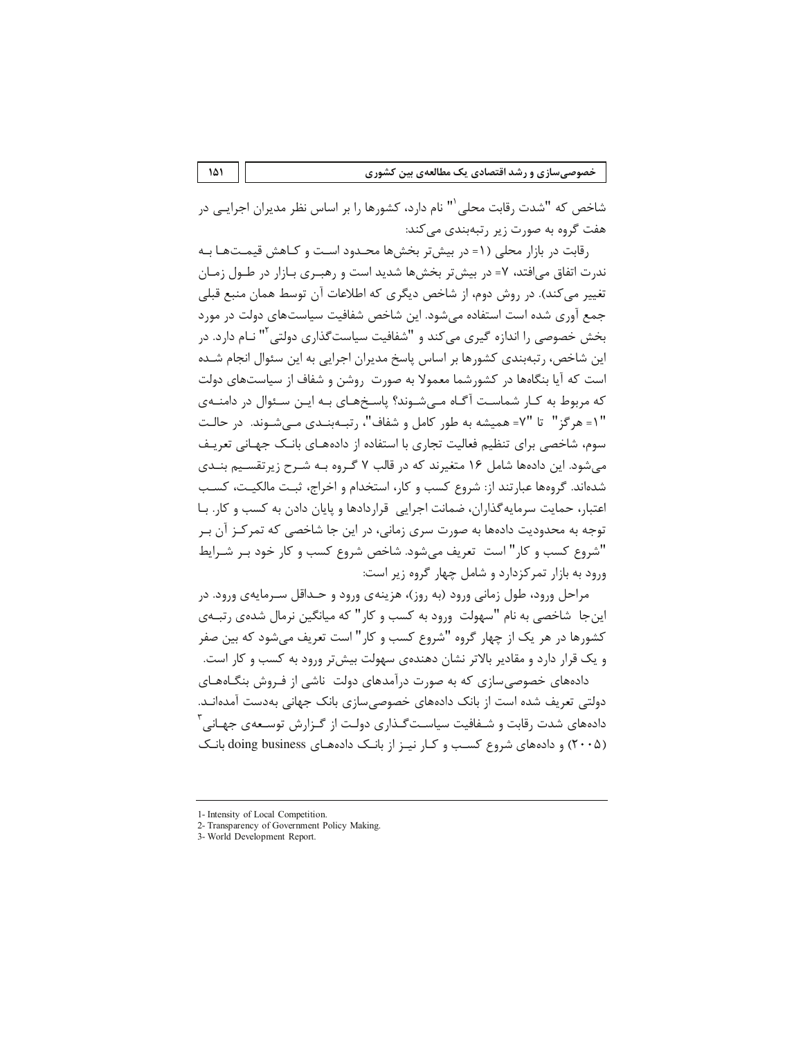شاخص که "شدت رقابت محلی[1]" نام دارد، کشورها را بر اساس نظر مدیران اجرایی در هفت گروه به صورت زیر رتبه‌بندی می‌کند:

رقابت در بازار محلی (۱= در بیش‌تر بخش‌ها محدود است و کاهش قیمت‌ها به ندرت اتفاق می‌افتد، ۷= در بیش‌تر بخش‌ها شدید است و رهبری بازار در طول زمان تغییر می‌کند). در روش دوم، از شاخص دیگری که اطلاعات آن توسط همان منبع قبلی جمع آوری شده است استفاده می‌شود. این شاخص شفافیت سیاست‌های دولت در مورد بخش خصوصی را اندازه گیری می‌کند و "شفافیت سیاست‌گذاری دولتی[2]" نام دارد. در این شاخص، رتبه‌بندی کشورها بر اساس پاسخ مدیران اجرایی به این سئوال انجام شده است که آیا بنگاه‌ها در کشورشما معمولا به صورت روشن و شفاف از سیاست‌های دولت که مربوط به کار شماست آگاه می‌شوند؟ پاسخ‌های به این سئوال در دامنه‌ی "۱= هرگز" تا "۷= همیشه به طور کامل و شفاف"، رتبه‌بندی می‌شوند. در حالت سوم، شاخصی برای تنظیم فعالیت تجاری با استفاده از داده‌های بانک جهانی تعریف می‌شود. این داده‌ها شامل ۱۶ متغیرند که در قالب ۷ گروه به شرح زیرتقسیم بندی شده‌اند. گروه‌ها عبارتند از: شروع کسب و کار، استخدام و اخراج، ثبت مالکیت، کسب اعتبار، حمایت سرمایه‌گذاران، ضمانت اجرایی قراردادها و پایان دادن به کسب و کار. با توجه به محدودیت داده‌ها به صورت سری زمانی، در این جا شاخصی که تمرکز آن بر "شروع کسب و کار" است تعریف می‌شود. شاخص شروع کسب و کار خود بر شرایط ورود به بازار تمرکزدارد و شامل چهار گروه زیر است:

مراحل ورود، طول زمانی ورود (به روز)، هزینه‌ی ورود و حداقل سرمایه‌ی ورود. در این‌جا شاخصی به نام "سهولت ورود به کسب و کار" که میانگین نرمال شده‌ی رتبه‌ی کشورها در هر یک از چهار گروه "شروع کسب و کار" است تعریف می‌شود که بین صفر و یک قرار دارد و مقادیر بالاتر نشان دهنده‌ی سهولت بیش‌تر ورود به کسب و کار است.

داده‌های خصوصی‌سازی که به صورت درآمدهای دولت ناشی از فروش بنگاه‌های دولتی تعریف شده است از بانک داده‌های خصوصی‌سازی بانک جهانی به‌دست آمده‌اند. داده‌های شدت رقابت و شفافیت سیاست‌گذاری دولت از گزارش توسعه‌ی جهانی[3] (۲۰۰۵) و داده‌های شروع کسب و کار نیز از بانک داده‌های doing business بانک

---

1- Intensity of Local Competition.
2- Transparency of Government Policy Making.
3- World Development Report.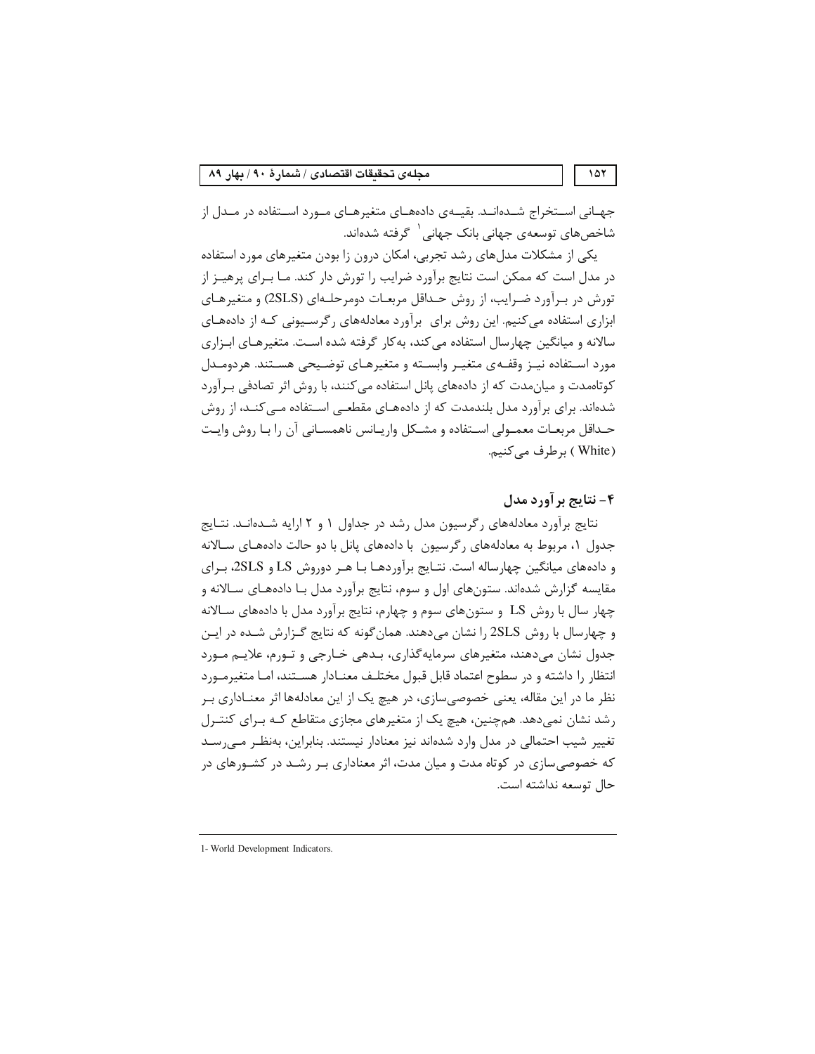جهانی استخراج شده‌اند. بقیه‌ی داده‌های متغیرهای مورد استفاده در مدل از شاخص‌های توسعه‌ی جهانی بانک جهانی[1] گرفته شده‌اند.

یکی از مشکلات مدل‌های رشد تجربی، امکان درون زا بودن متغیرهای مورد استفاده در مدل است که ممکن است نتایج برآورد ضرایب را تورش دار کند. ما برای پرهیز از تورش در برآورد ضرایب، از روش حداقل مربعات دومرحله‌ای (2SLS) و متغیرهای ابزاری استفاده می‌کنیم. این روش برای برآورد معادله‌های رگرسیونی که از داده‌های سالانه و میانگین چهارسال استفاده می‌کند، به‌کار گرفته شده است. متغیرهای ابزاری مورد استفاده نیز وقفه‌ی متغیر وابسته و متغیرهای توضیحی هستند. هردومدل کوتاه‌مدت و میان‌مدت که از داده‌های پانل استفاده می‌کنند، با روش اثر تصادفی برآورد شده‌اند. برای برآورد مدل بلندمدت که از داده‌های مقطعی استفاده می‌کند، از روش حداقل مربعات معمولی استفاده و مشکل واریانس ناهمسانی آن را با روش وایت (White) برطرف می‌کنیم.

## ۴- نتایج برآورد مدل

نتایج برآورد معادله‌های رگرسیون مدل رشد در جداول ۱ و ۲ ارایه شده‌اند. نتایج جدول ۱، مربوط به معادله‌های رگرسیون با داده‌های پانل با دو حالت داده‌های سالانه و داده‌های میانگین چهارساله است. نتایج برآوردها با هر دوروش LS و 2SLS، برای مقایسه گزارش شده‌اند. ستون‌های اول و سوم، نتایج برآورد مدل با داده‌های سالانه و چهار سال با روش LS و ستون‌های سوم و چهارم، نتایج برآورد مدل با داده‌های سالانه و چهارسال با روش 2SLS را نشان می‌دهند. همان‌گونه که نتایج گزارش شده در این جدول نشان می‌دهند، متغیرهای سرمایه‌گذاری، بدهی خارجی و تورم، علایم مورد انتظار را داشته و در سطوح اعتماد قابل قبول مختلف معنادار هستند، اما متغیرمورد نظر ما در این مقاله، یعنی خصوصی‌سازی، در هیچ یک از این معادله‌ها اثر معناداری بر رشد نشان نمی‌دهد. همچنین، هیچ یک از متغیرهای مجازی متقاطع که برای کنترل تغییر شیب احتمالی در مدل وارد شده‌اند نیز معنادار نیستند. بنابراین، به‌نظر می‌رسد که خصوصی‌سازی در کوتاه مدت و میان مدت، اثر معناداری بر رشد در کشورهای در حال توسعه نداشته است.

---

1- World Development Indicators.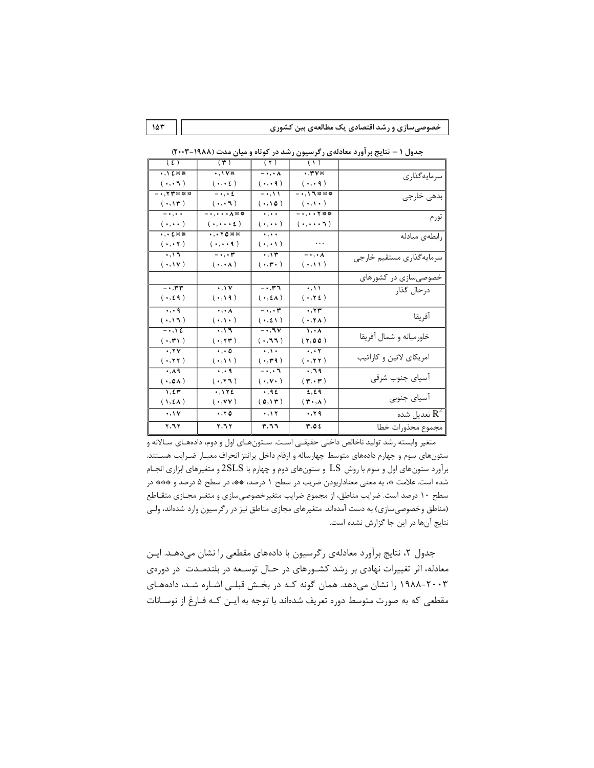جدول ۱ – نتایج برآورد معادله‌ی رگرسیون رشد در کوتاه و میان مدت (۱۹۸۸-۲۰۰۳)

| | (۱) | (۲) | (۳) | (۴) |
|---|---|---|---|---|
| سرمایه‌گذاری | ۰٫۳۷* <br> (۰٫۰۹) | -۰٫۰۸ <br> (۰٫۰۹) | ۰٫۱۷* <br> (۰٫۰۴) | ۰٫۱۴** <br> (۰٫۰۶) |
| بدهی خارجی | -۰٫۱۶*** <br> (۰٫۱۰) | -۰٫۱۱ <br> (۰٫۱۵) | -۰٫۰۴ <br> (۰٫۰۶) | -۰٫۲۳*** <br> (۰٫۱۳) |
| تورم | -۰٫۰۰۲** <br> (۰٫۰۰۰۶) | ۰٫۰۰ <br> (۰٫۰۰) | -۰٫۰۰۰۸** <br> (۰٫۰۰۰۴) | -۰٫۰۰ <br> (۰٫۰۰) |
| رابطه‌ی مبادله | ... | ۰٫۰۰ <br> (۰٫۰۱) | ۰٫۰۲۵** <br> (۰٫۰۰۹) | ۰٫۰۴** <br> (۰٫۰۲) |
| سرمایه‌گذاری مستقیم خارجی | -۰٫۰۸ <br> (۰٫۱۱) | ۰٫۱۳ <br> (۰٫۳۰) | -۰٫۰۳ <br> (۰٫۰۸) | ۰٫۱۶ <br> (۰٫۱۷) |
| خصوصی‌سازی در کشورهای | | | | |
| درحال گذار | ۰٫۱۱ <br> (۰٫۲۴) | -۰٫۳۶ <br> (۰٫۴۸) | ۰٫۱۷ <br> (۰٫۱۹) | -۰٫۳۳ <br> (۰٫۴۹) |
| آفریقا | ۰٫۲۳ <br> (۰٫۲۸) | -۰٫۰۳ <br> (۰٫۴۱) | ۰٫۰۸ <br> (۰٫۱۰) | ۰٫۰۹ <br> (۰٫۱۶) |
| خاورمیانه و شمال آفریقا | ۱٫۰۸ <br> (۲٫۵۵) | -۰٫۶۷ <br> (۰٫۶۶) | ۰٫۱۶ <br> (۰٫۲۳) | -۰٫۱۴ <br> (۰٫۳۱) |
| آمریکای لاتین و کارائیب | ۰٫۰۲ <br> (۰٫۲۲) | ۰٫۱۰ <br> (۰٫۳۹) | ۰٫۰۵ <br> (۰٫۱۱) | ۰٫۲۷ <br> (۰٫۲۲) |
| آسیای جنوب شرقی | ۰٫۶۹ <br> (۳٫۰۳) | -۰٫۰۶ <br> (۰٫۷۰) | ۰٫۰۹ <br> (۰٫۲۶) | ۰٫۸۹ <br> (۰٫۵۸) |
| آسیای جنوبی | ۴٫۴۹ <br> (۳۰٫۸) | ۰٫۹۴ <br> (۵٫۱۳) | ۰٫۱۲۴ <br> (۰٫۷۷) | ۱٫۴۳ <br> (۱٫۴۸) |
| $R^2$ تعدیل شده | ۰٫۲۹ | ۰٫۱۲ | ۰٫۲۵ | ۰٫۱۷ |
| مجموع مجذورات خطا | ۳٫۵۴ | ۳٫۶۶ | ۲٫۶۲ | ۲٫۶۲ |

متغیر وابسته رشد تولید ناخالص داخلی حقیقی است. ستون‌های اول و دوم، داده‌های سالانه و ستون‌های سوم و چهارم داده‌های متوسط چهارساله و ارقام داخل پرانتز انحراف معیار ضرایب هستند. برآورد ستون‌های اول و سوم با روش LS و ستون‌های دوم و چهارم با 2SLS و متغیرهای ابزاری انجام شده است. علامت *، به معنی معنادار‌بودن ضریب در سطح ۱ درصد، **، در سطح ۵ درصد و *** در سطح ۱۰ درصد است. ضرایب مناطق، از مجموع ضرایب متغیرخصوصی‌سازی و متغیر مجازی متقاطع (مناطق وخصوصی‌سازی) به دست آمده‌اند. متغیرهای مجازی مناطق نیز در رگرسیون وارد شده‌اند، ولی نتایج آن‌ها در این جا گزارش نشده است.

جدول ۲، نتایج برآورد معادله‌ی رگرسیون با داده‌های مقطعی را نشان می‌دهد. این معادله، اثر تغییرات نهادی بر رشد کشورهای در حال توسعه در بلندمدت در دوره‌ی ۲۰۰۳-۱۹۸۸ را نشان می‌دهد. همان گونه که در بخش قبلی اشاره شد، داده‌های مقطعی که به صورت متوسط دوره تعریف شده‌اند با توجه به این که فارغ از نوسانات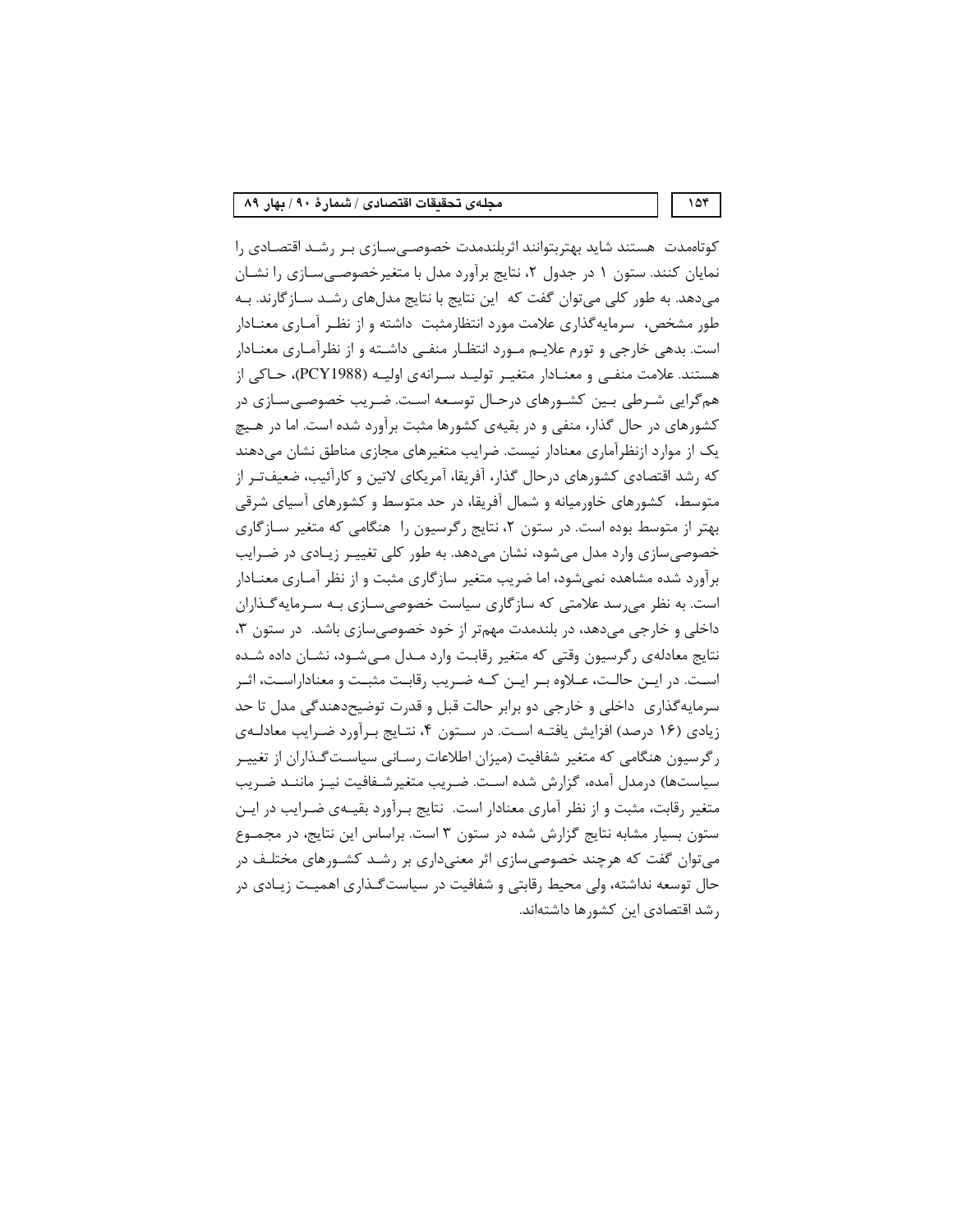کوتاه‌مدت  هستند شاید بهتربتوانند اثربلندمدت خصوصی‌سازی بر رشد اقتصادی را نمایان کنند. ستون ۱ در جدول ۲، نتایج برآورد مدل با متغیرخصوصی‌سازی را نشان می‌دهد. به طور کلی می‌توان گفت که  این نتایج با نتایج مدل‌های رشد سازگارند. به طور مشخص،  سرمایه‌گذاری علامت مورد انتظارمثبت  داشته و از نظر آماری معنادار است. بدهی خارجی و تورم علایم مورد انتظار منفی داشته و از نظرآماری معنادار هستند. علامت منفی و معنادار متغیر تولید سرانه‌ی اولیه (PCY1988)، حاکی از همگرایی شرطی بین کشورهای درحال توسعه است. ضریب خصوصی‌سازی در کشورهای در حال گذار، منفی و در بقیه‌ی کشورها مثبت برآورد شده است. اما در هیچ یک از موارد ازنظرآماری معنادار نیست. ضرایب متغیرهای مجازی مناطق نشان می‌دهند که رشد اقتصادی کشورهای درحال گذار، آفریقا، آمریکای لاتین و کارآئیب، ضعیف‌تر از متوسط،  کشورهای خاورمیانه و شمال آفریقا، در حد متوسط و کشورهای آسیای شرقی بهتر از متوسط بوده است. در ستون ۲، نتایج رگرسیون را  هنگامی که متغیر سازگاری خصوصی‌سازی وارد مدل می‌شود، نشان می‌دهد. به طور کلی تغییر زیادی در ضرایب برآورد شده مشاهده نمی‌شود، اما ضریب متغیر سازگاری مثبت و از نظر آماری معنادار است. به نظر می‌رسد علامتی که سازگاری سیاست خصوصی‌سازی به سرمایه‌گذاران داخلی و خارجی می‌دهد، در بلندمدت مهم‌تر از خود خصوصی‌سازی باشد.  در ستون ۳، نتایج معادله‌ی رگرسیون وقتی که متغیر رقابت وارد مدل می‌شود، نشان داده شده است. در این حالت، علاوه بر این که ضریب رقابت مثبت و معناداراست، اثر سرمایه‌گذاری  داخلی و خارجی دو برابر حالت قبل و قدرت توضیح‌دهندگی مدل تا حد زیادی (۱۶ درصد) افزایش یافته است. در ستون ۴، نتایج برآورد ضرایب معادله‌ی رگرسیون هنگامی که متغیر شفافیت (میزان اطلاعات رسانی سیاست‌گذاران از تغییر سیاست‌ها) درمدل آمده، گزارش شده است. ضریب متغیرشفافیت نیز مانند ضریب متغیر رقابت، مثبت و از نظر آماری معنادار است.  نتایج برآورد بقیه‌ی ضرایب در این ستون بسیار مشابه نتایج گزارش شده در ستون ۳ است. براساس این نتایج، در مجموع می‌توان گفت که هرچند خصوصی‌سازی اثر معنی‌داری بر رشد کشورهای مختلف در حال توسعه نداشته، ولی محیط رقابتی و شفافیت در سیاست‌گذاری اهمیت زیادی در رشد اقتصادی این کشورها داشته‌اند.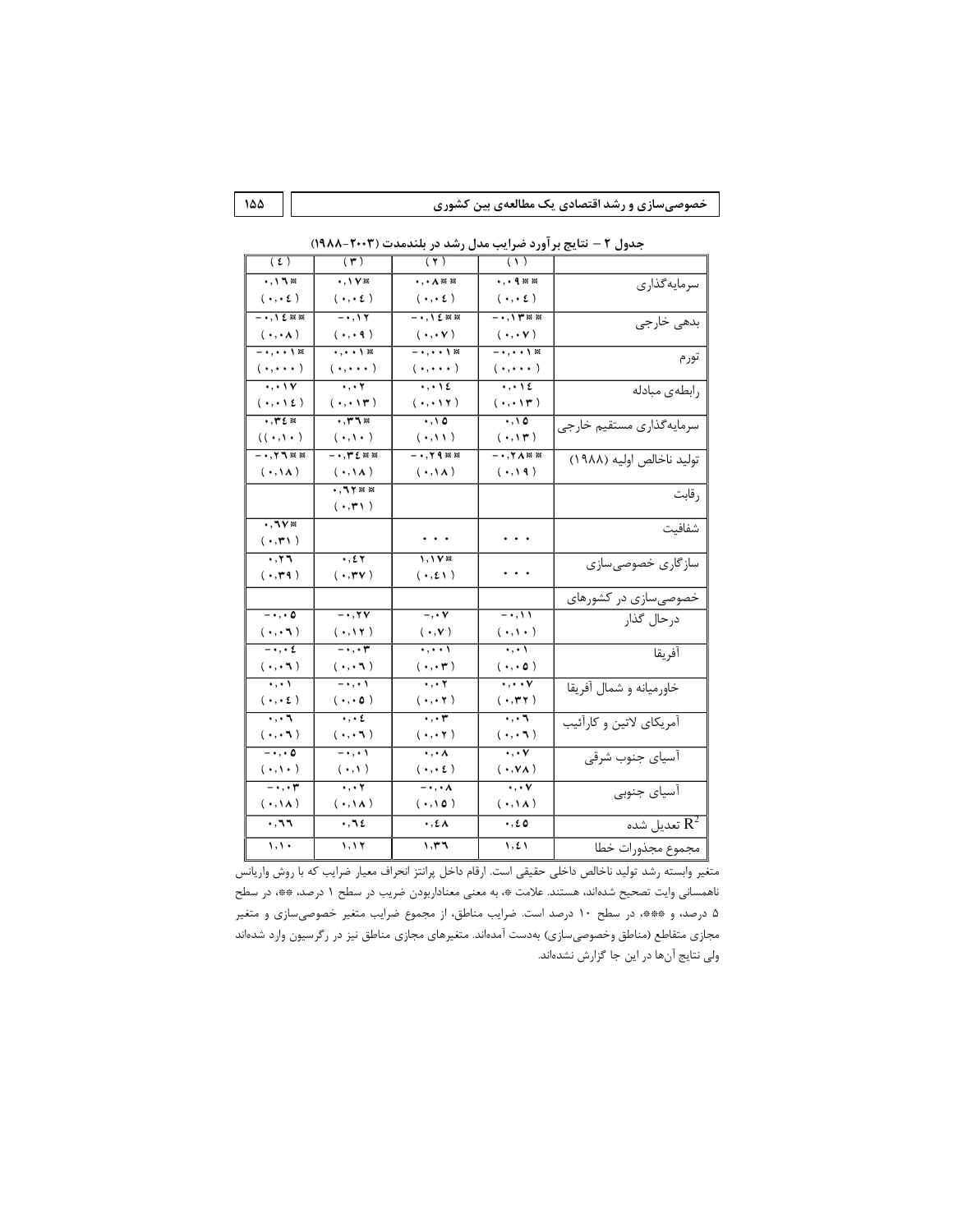جدول ۲ – نتایج برآورد ضرایب مدل رشد در بلندمدت (۲۰۰۳–۱۹۸۸)

| | (۱) | (۲) | (۳) | (۴) |
|---|---|---|---|---|
| سرمایه‌گذاری | ۰٫۰۹*** | ۰٫۰۸*** | ۰٫۱۷* | ۰٫۱۶* |
| | (۰٫۰۴) | (۰٫۰۴) | (۰٫۰۴) | (۰٫۰۴) |
| بدهی خارجی | –۰٫۱۳*** | –۰٫۱۴*** | –۰٫۱۲ | –۰٫۱۴*** |
| | (۰٫۰۷) | (۰٫۰۷) | (۰٫۰۹) | (۰٫۰۸) |
| تورم | –۰٫۰۰۱* | –۰٫۰۰۱* | ۰٫۰۰۱* | –۰٫۰۰۱* |
| | (۰٫۰۰۰) | (۰٫۰۰۰) | (۰٫۰۰۰) | (۰٫۰۰۰) |
| رابطه‌ی مبادله | ۰٫۰۱۴ | ۰٫۰۱۴ | ۰٫۰۲ | ۰٫۰۱۷ |
| | (۰٫۰۱۳) | (۰٫۰۱۲) | (۰٫۰۱۳) | (۰٫۰۱۴) |
| سرمایه‌گذاری مستقیم خارجی | ۰٫۱۵ | ۰٫۱۵ | ۰٫۳۶* | ۰٫۳۴* |
| | (۰٫۱۳) | (۰٫۱۱) | (۰٫۱۰) | ((۰٫۱۰) |
| تولید ناخالص اولیه (۱۹۸۸) | –۰٫۲۸*** | –۰٫۲۹*** | –۰٫۳۴*** | –۰٫۲۶*** |
| | (۰٫۱۹) | (۰٫۱۸) | (۰٫۱۸) | (۰٫۱۸) |
| رقابت | | | ۰٫۶۲*** | |
| | | | (۰٫۳۱) | |
| شفافیت | ... | ... | | ۰٫۶۷* |
| | | | | (۰٫۳۱) |
| سازگاری خصوصی‌سازی | ... | ۱٫۱۷* | ۰٫۴۲ | ۰٫۲۶ |
| | | (۰٫۴۱) | (۰٫۳۷) | (۰٫۳۹) |
| خصوصی‌سازی در کشورهای | | | | |
| درحال گذار | –۰٫۱۱ | –۰٫۰۷ | –۰٫۲۷ | –۰٫۰۵ |
| | (۰٫۱۰) | (۰٫۷) | (۰٫۱۲) | (۰٫۰۶) |
| آفریقا | ۰٫۰۱ | ۰٫۰۰۱ | –۰٫۰۳ | –۰٫۰۴ |
| | (۰٫۰۵) | (۰٫۰۳) | (۰٫۰۶) | (۰٫۰۶) |
| خاورمیانه و شمال آفریقا | ۰٫۰۰۷ | ۰٫۰۲ | –۰٫۰۱ | ۰٫۰۱ |
| | (۰٫۳۲) | (۰٫۰۲) | (۰٫۰۵) | (۰٫۰۴) |
| آمریکای لاتین و کارائیب | ۰٫۰۶ | ۰٫۰۳ | ۰٫۰۴ | ۰٫۰۶ |
| | (۰٫۰۶) | (۰٫۰۲) | (۰٫۰۶) | (۰٫۰۶) |
| آسیای جنوب شرقی | ۰٫۰۷ | ۰٫۰۸ | –۰٫۰۱ | –۰٫۰۵ |
| | (۰٫۷۸) | (۰٫۰۴) | (۰٫۱) | (۰٫۱۰) |
| آسیای جنوبی | ۰٫۰۷ | –۰٫۰۸ | ۰٫۰۲ | –۰٫۰۳ |
| | (۰٫۱۸) | (۰٫۱۵) | (۰٫۱۸) | (۰٫۱۸) |
| $R^2$ تعدیل شده | ۰٫۴۵ | ۰٫۴۸ | ۰٫۶۴ | ۰٫۶۶ |
| مجموع مجذورات خطا | ۱٫۴۱ | ۱٫۳۶ | ۱٫۱۲ | ۱٫۱۰ |

متغیر وابسته رشد تولید ناخالص داخلی حقیقی است. ارقام داخل پرانتز انحراف معیار ضرایب که با روش واریانس ناهمسانی وایت تصحیح شده‌اند، هستند. علامت *، به معنی معنادار‌بودن ضریب در سطح ۱ درصد، **، در سطح ۵ درصد، و ***، در سطح ۱۰ درصد است. ضرایب مناطق، از مجموع ضرایب متغیر خصوصی‌سازی و متغیر مجازی متقاطع (مناطق وخصوصی‌سازی) به‌دست آمده‌اند. متغیرهای مجازی مناطق نیز در رگرسیون وارد شده‌اند ولی نتایج آن‌ها در این جا گزارش نشده‌اند.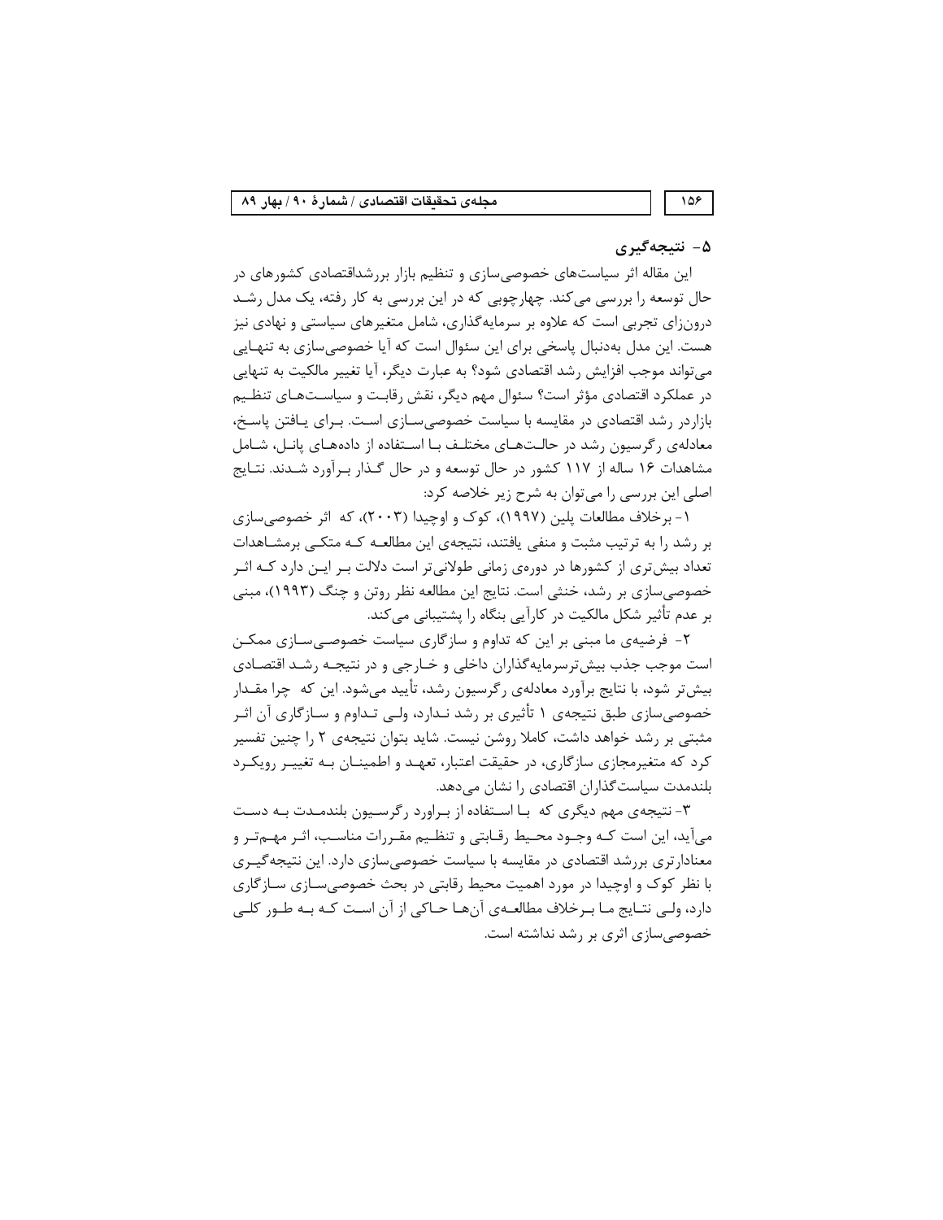## ۵- نتیجه‌گیری

این مقاله اثر سیاست‌های خصوصی‌سازی و تنظیم بازار بررشداقتصادی کشورهای در حال توسعه را بررسی می‌کند. چهارچوبی که در این بررسی به کار رفته، یک مدل رشد درون‌زای تجربی است که علاوه بر سرمایه‌گذاری، شامل متغیرهای سیاستی و نهادی نیز هست. این مدل به‌دنبال پاسخی برای این سئوال است که آیا خصوصی‌سازی به تنهایی می‌تواند موجب افزایش رشد اقتصادی شود؟ به عبارت دیگر، آیا تغییر مالکیت به تنهایی در عملکرد اقتصادی مؤثر است؟ سئوال مهم دیگر، نقش رقابت و سیاست‌های تنظیم بازاردر رشد اقتصادی در مقایسه با سیاست خصوصی‌سازی است. برای یافتن پاسخ، معادله‌ی رگرسیون رشد در حالت‌های مختلف با استفاده از داده‌های پانل، شامل مشاهدات ۱۶ ساله از ۱۱۷ کشور در حال توسعه و در حال گذار برآورد شدند. نتایج اصلی این بررسی را می‌توان به شرح زیر خلاصه کرد:

۱- برخلاف مطالعات پلین (۱۹۹۷)، کوک و اوچیدا (۲۰۰۳)، که اثر خصوصی‌سازی بر رشد را به ترتیب مثبت و منفی یافتند، نتیجه‌ی این مطالعه که متکی برمشاهدات تعداد بیش‌تری از کشورها در دوره‌ی زمانی طولانی‌تر است دلالت بر این دارد که اثر خصوصی‌سازی بر رشد، خنثی است. نتایج این مطالعه نظر روتن و چنگ (۱۹۹۳)، مبنی بر عدم تأثیر شکل مالکیت در کارآیی بنگاه را پشتیبانی می‌کند.

۲- فرضیه‌ی ما مبنی بر این که تداوم و سازگاری سیاست خصوصی‌سازی ممکن است موجب جذب بیش‌ترسرمایه‌گذاران داخلی و خارجی و در نتیجه رشد اقتصادی بیش‌تر شود، با نتایج برآورد معادله‌ی رگرسیون رشد، تأیید می‌شود. این که چرا مقدار خصوصی‌سازی طبق نتیجه‌ی ۱ تأثیری بر رشد ندارد، ولی تداوم و سازگاری آن اثر مثبتی بر رشد خواهد داشت، کاملا روشن نیست. شاید بتوان نتیجه‌ی ۲ را چنین تفسیر کرد که متغیرمجازی سازگاری، در حقیقت اعتبار، تعهد و اطمینان به تغییر رویکرد بلندمدت سیاست‌گذاران اقتصادی را نشان می‌دهد.

۳- نتیجه‌ی مهم دیگری که با استفاده از براورد رگرسیون بلندمدت به دست می‌آید، این است که وجود محیط رقابتی و تنظیم مقررات مناسب، اثر مهم‌تر و معنادارتری بررشد اقتصادی در مقایسه با سیاست خصوصی‌سازی دارد. این نتیجه‌گیری با نظر کوک و اوچیدا در مورد اهمیت محیط رقابتی در بحث خصوصی‌سازی سازگاری دارد، ولی نتایج ما برخلاف مطالعه‌ی آن‌ها حاکی از آن است که به طور کلی خصوصی‌سازی اثری بر رشد نداشته است.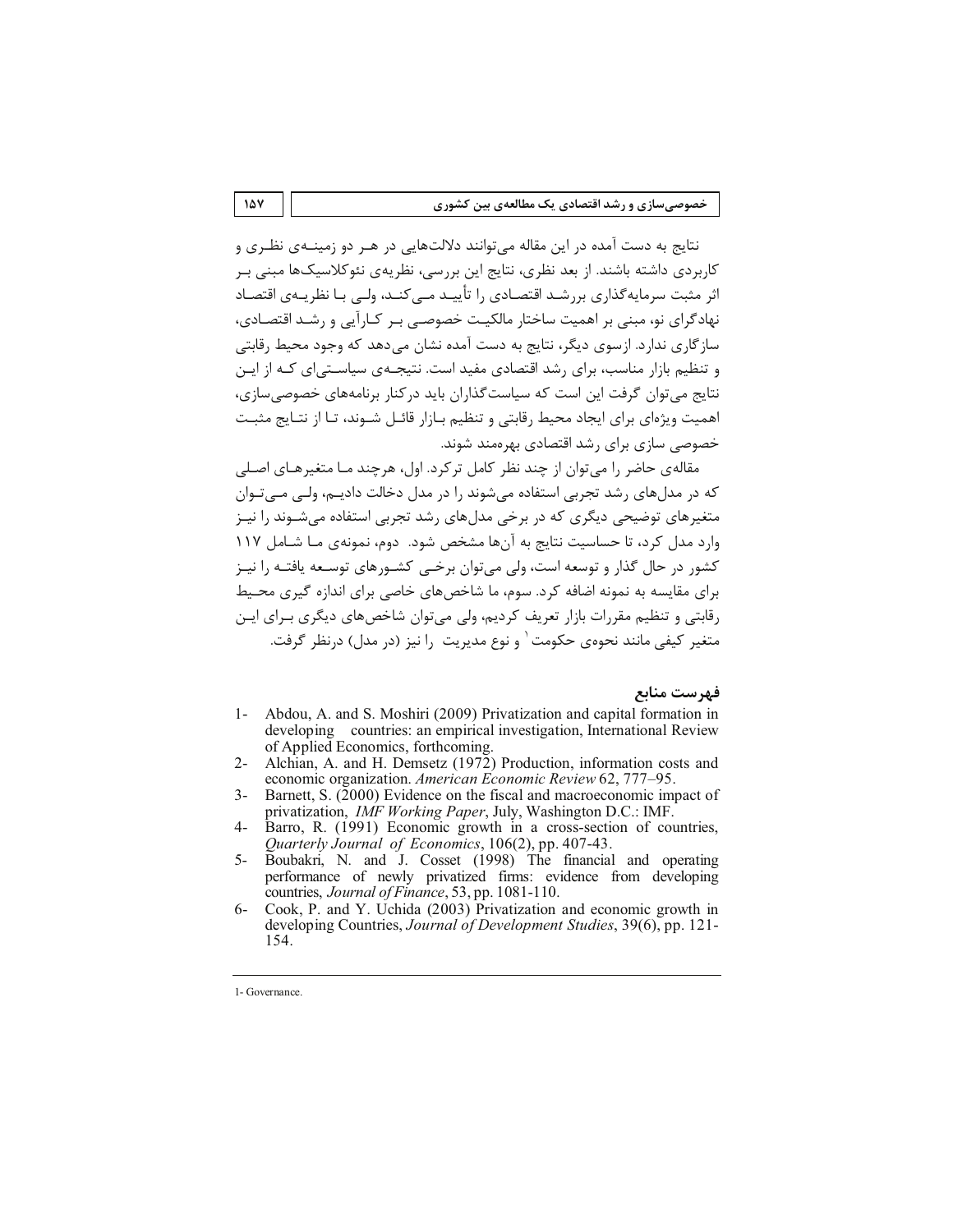نتایج به دست آمده در این مقاله می‌توانند دلالت‌هایی در هر دو زمینه‌ی نظری و کاربردی داشته باشند. از بعد نظری، نتایج این بررسی، نظریه‌ی نئوکلاسیک‌ها مبنی بر اثر مثبت سرمایه‌گذاری بررشد اقتصادی را تأیید می‌کند، ولی با نظریه‌ی اقتصاد نهادگرای نو، مبنی بر اهمیت ساختار مالکیت خصوصی بر کارآیی و رشد اقتصادی، سازگاری ندارد. ازسوی دیگر، نتایج به دست آمده نشان می‌دهد که وجود محیط رقابتی و تنظیم بازار مناسب، برای رشد اقتصادی مفید است. نتیجه‌ی سیاستی‌ای که از این نتایج می‌توان گرفت این است که سیاست‌گذاران باید درکنار برنامه‌های خصوصی‌سازی، اهمیت ویژه‌ای برای ایجاد محیط رقابتی و تنظیم بازار قائل شوند، تا از نتایج مثبت خصوصی سازی برای رشد اقتصادی بهره‌مند شوند.

مقاله‌ی حاضر را می‌توان از چند نظر کامل ترکرد. اول، هرچند ما متغیرهای اصلی که در مدل‌های رشد تجربی استفاده می‌شوند را در مدل دخالت دادیم، ولی می‌توان متغیرهای توضیحی دیگری که در برخی مدل‌های رشد تجربی استفاده می‌شوند را نیز وارد مدل کرد، تا حساسیت نتایج به آن‌ها مشخص شود. دوم، نمونه‌ی ما شامل ۱۱۷ کشور در حال گذار و توسعه است، ولی می‌توان برخی کشورهای توسعه یافته را نیز برای مقایسه به نمونه اضافه کرد. سوم، ما شاخص‌های خاصی برای اندازه گیری محیط رقابتی و تنظیم مقررات بازار تعریف کردیم، ولی می‌توان شاخص‌های دیگری برای این متغیر کیفی مانند نحوه‌ی حکومت[1] و نوع مدیریت را نیز (در مدل) درنظر گرفت.

## فهرست منابع

1- Abdou, A. and S. Moshiri (2009) Privatization and capital formation in developing countries: an empirical investigation, International Review of Applied Economics, forthcoming.

2- Alchian, A. and H. Demsetz (1972) Production, information costs and economic organization. *American Economic Review* 62, 777–95.

3- Barnett, S. (2000) Evidence on the fiscal and macroeconomic impact of privatization, *IMF Working Paper*, July, Washington D.C.: IMF.

4- Barro, R. (1991) Economic growth in a cross-section of countries, *Quarterly Journal of Economics*, 106(2), pp. 407-43.

5- Boubakri, N. and J. Cosset (1998) The financial and operating performance of newly privatized firms: evidence from developing countries, *Journal of Finance*, 53, pp. 1081-110.

6- Cook, P. and Y. Uchida (2003) Privatization and economic growth in developing Countries, *Journal of Development Studies*, 39(6), pp. 121-154.

---

1- Governance.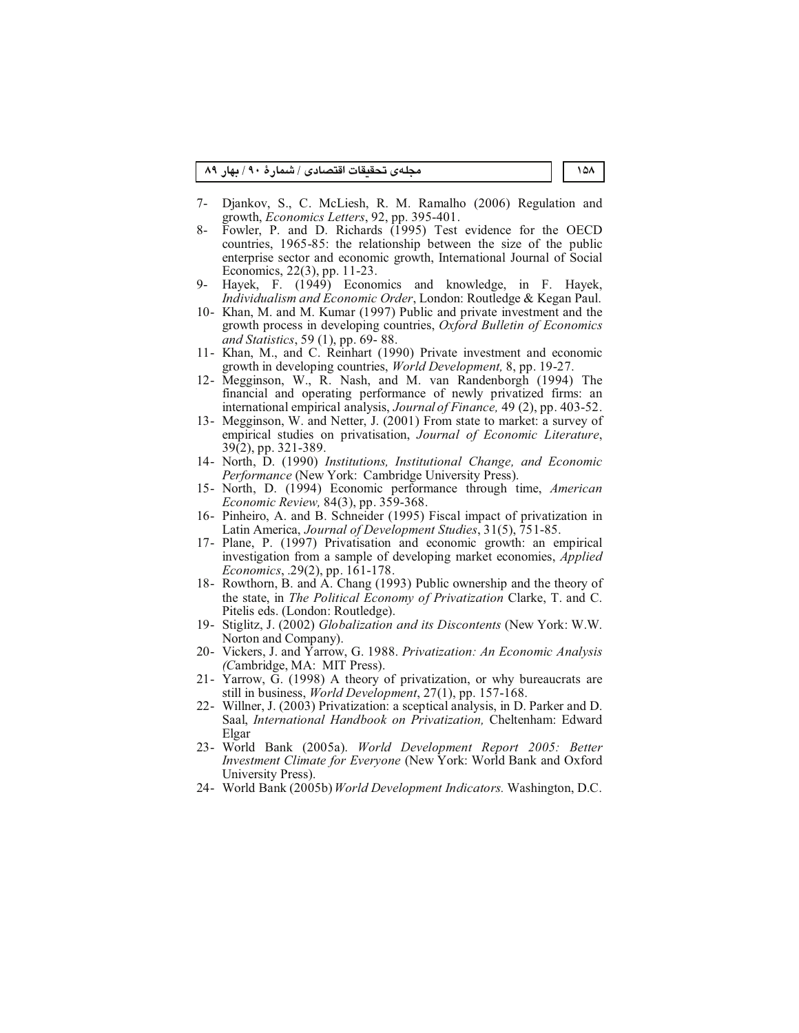7- Djankov, S., C. McLiesh, R. M. Ramalho (2006) Regulation and growth, *Economics Letters*, 92, pp. 395-401.
8- Fowler, P. and D. Richards (1995) Test evidence for the OECD countries, 1965-85: the relationship between the size of the public enterprise sector and economic growth, International Journal of Social Economics, 22(3), pp. 11-23.
9- Hayek, F. (1949) Economics and knowledge, in F. Hayek, *Individualism and Economic Order*, London: Routledge & Kegan Paul.
10- Khan, M. and M. Kumar (1997) Public and private investment and the growth process in developing countries, *Oxford Bulletin of Economics and Statistics*, 59 (1), pp. 69- 88.
11- Khan, M., and C. Reinhart (1990) Private investment and economic growth in developing countries, *World Development,* 8, pp. 19-27.
12- Megginson, W., R. Nash, and M. van Randenborgh (1994) The financial and operating performance of newly privatized firms: an international empirical analysis, *Journal of Finance,* 49 (2), pp. 403-52.
13- Megginson, W. and Netter, J. (2001) From state to market: a survey of empirical studies on privatisation, *Journal of Economic Literature*, 39(2), pp. 321-389.
14- North, D. (1990) *Institutions, Institutional Change, and Economic Performance* (New York: Cambridge University Press).
15- North, D. (1994) Economic performance through time, *American Economic Review,* 84(3), pp. 359-368.
16- Pinheiro, A. and B. Schneider (1995) Fiscal impact of privatization in Latin America, *Journal of Development Studies*, 31(5), 751-85.
17- Plane, P. (1997) Privatisation and economic growth: an empirical investigation from a sample of developing market economies, *Applied Economics*, .29(2), pp. 161-178.
18- Rowthorn, B. and A. Chang (1993) Public ownership and the theory of the state, in *The Political Economy of Privatization* Clarke, T. and C. Pitelis eds. (London: Routledge).
19- Stiglitz, J. (2002) *Globalization and its Discontents* (New York: W.W. Norton and Company).
20- Vickers, J. and Yarrow, G. 1988. *Privatization: An Economic Analysis (*Cambridge, MA: MIT Press).
21- Yarrow, G. (1998) A theory of privatization, or why bureaucrats are still in business, *World Development*, 27(1), pp. 157-168.
22- Willner, J. (2003) Privatization: a sceptical analysis, in D. Parker and D. Saal, *International Handbook on Privatization,* Cheltenham: Edward Elgar
23- World Bank (2005a). *World Development Report 2005: Better Investment Climate for Everyone* (New York: World Bank and Oxford University Press).
24- World Bank (2005b) *World Development Indicators.* Washington, D.C.